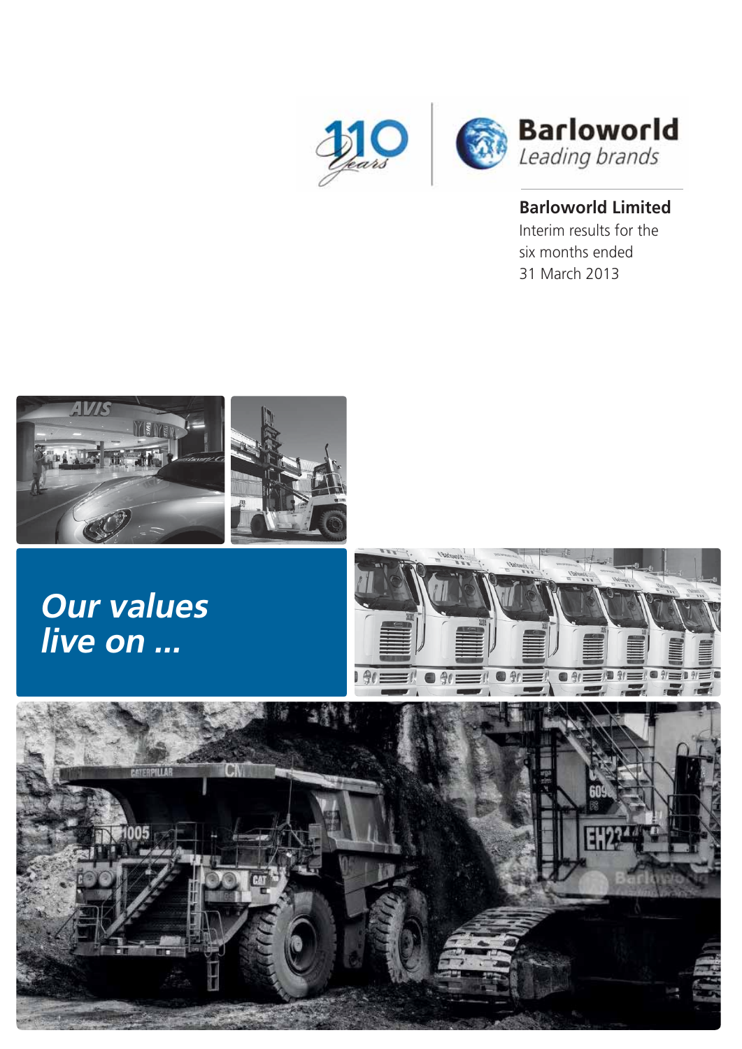110 Years

Barloworld
*Leading brands*

**Barloworld Limited**

Interim results for the six months ended 31 March 2013

## *Our values live on ...*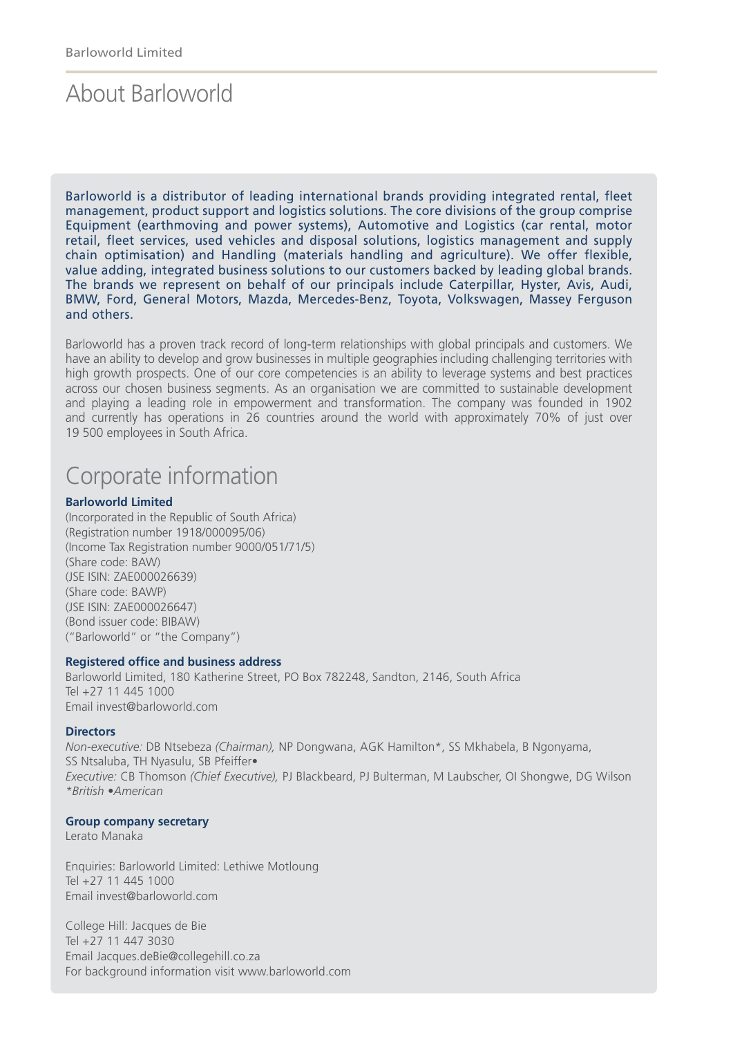# About Barloworld

Barloworld is a distributor of leading international brands providing integrated rental, fleet management, product support and logistics solutions. The core divisions of the group comprise Equipment (earthmoving and power systems), Automotive and Logistics (car rental, motor retail, fleet services, used vehicles and disposal solutions, logistics management and supply chain optimisation) and Handling (materials handling and agriculture). We offer flexible, value adding, integrated business solutions to our customers backed by leading global brands. The brands we represent on behalf of our principals include Caterpillar, Hyster, Avis, Audi, BMW, Ford, General Motors, Mazda, Mercedes-Benz, Toyota, Volkswagen, Massey Ferguson and others.

Barloworld has a proven track record of long-term relationships with global principals and customers. We have an ability to develop and grow businesses in multiple geographies including challenging territories with high growth prospects. One of our core competencies is an ability to leverage systems and best practices across our chosen business segments. As an organisation we are committed to sustainable development and playing a leading role in empowerment and transformation. The company was founded in 1902 and currently has operations in 26 countries around the world with approximately 70% of just over 19 500 employees in South Africa.

# Corporate information

**Barloworld Limited**
(Incorporated in the Republic of South Africa)
(Registration number 1918/000095/06)
(Income Tax Registration number 9000/051/71/5)
(Share code: BAW)
(JSE ISIN: ZAE000026639)
(Share code: BAWP)
(JSE ISIN: ZAE000026647)
(Bond issuer code: BIBAW)
("Barloworld" or "the Company")

**Registered office and business address**
Barloworld Limited, 180 Katherine Street, PO Box 782248, Sandton, 2146, South Africa
Tel +27 11 445 1000
Email invest@barloworld.com

**Directors**
*Non-executive:* DB Ntsebeza *(Chairman),* NP Dongwana, AGK Hamilton*, SS Mkhabela, B Ngonyama, SS Ntsaluba, TH Nyasulu, SB Pfeiffer•
*Executive:* CB Thomson *(Chief Executive),* PJ Blackbeard, PJ Bulterman, M Laubscher, OI Shongwe, DG Wilson
*\*British •American*

**Group company secretary**
Lerato Manaka

Enquiries: Barloworld Limited: Lethiwe Motloung
Tel +27 11 445 1000
Email invest@barloworld.com

College Hill: Jacques de Bie
Tel +27 11 447 3030
Email Jacques.deBie@collegehill.co.za
For background information visit www.barloworld.com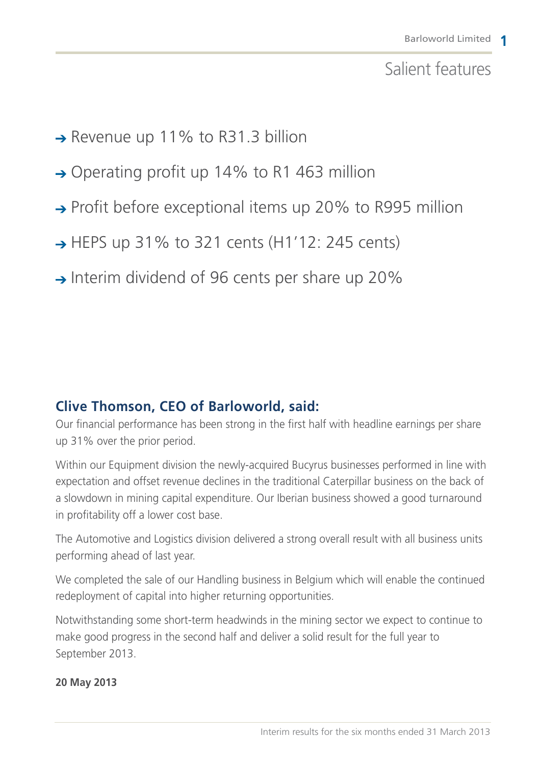# Salient features

- Revenue up 11% to R31.3 billion
- Operating profit up 14% to R1 463 million
- Profit before exceptional items up 20% to R995 million
- HEPS up 31% to 321 cents (H1'12: 245 cents)
- Interim dividend of 96 cents per share up 20%

## Clive Thomson, CEO of Barloworld, said:

Our financial performance has been strong in the first half with headline earnings per share up 31% over the prior period.

Within our Equipment division the newly-acquired Bucyrus businesses performed in line with expectation and offset revenue declines in the traditional Caterpillar business on the back of a slowdown in mining capital expenditure. Our Iberian business showed a good turnaround in profitability off a lower cost base.

The Automotive and Logistics division delivered a strong overall result with all business units performing ahead of last year.

We completed the sale of our Handling business in Belgium which will enable the continued redeployment of capital into higher returning opportunities.

Notwithstanding some short-term headwinds in the mining sector we expect to continue to make good progress in the second half and deliver a solid result for the full year to September 2013.

**20 May 2013**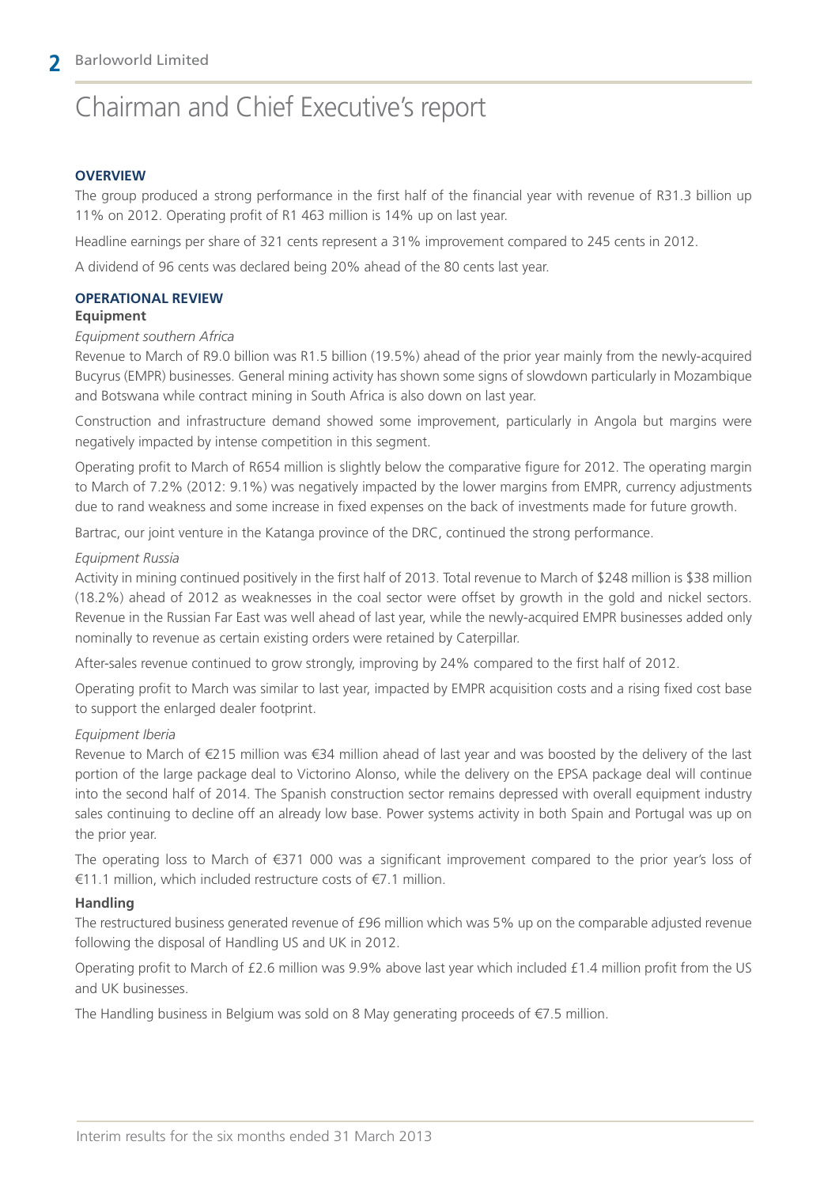# Chairman and Chief Executive's report

## OVERVIEW

The group produced a strong performance in the first half of the financial year with revenue of R31.3 billion up 11% on 2012. Operating profit of R1 463 million is 14% up on last year.

Headline earnings per share of 321 cents represent a 31% improvement compared to 245 cents in 2012.

A dividend of 96 cents was declared being 20% ahead of the 80 cents last year.

## OPERATIONAL REVIEW

### Equipment

*Equipment southern Africa*

Revenue to March of R9.0 billion was R1.5 billion (19.5%) ahead of the prior year mainly from the newly-acquired Bucyrus (EMPR) businesses. General mining activity has shown some signs of slowdown particularly in Mozambique and Botswana while contract mining in South Africa is also down on last year.

Construction and infrastructure demand showed some improvement, particularly in Angola but margins were negatively impacted by intense competition in this segment.

Operating profit to March of R654 million is slightly below the comparative figure for 2012. The operating margin to March of 7.2% (2012: 9.1%) was negatively impacted by the lower margins from EMPR, currency adjustments due to rand weakness and some increase in fixed expenses on the back of investments made for future growth.

Bartrac, our joint venture in the Katanga province of the DRC, continued the strong performance.

*Equipment Russia*

Activity in mining continued positively in the first half of 2013. Total revenue to March of $248 million is $38 million (18.2%) ahead of 2012 as weaknesses in the coal sector were offset by growth in the gold and nickel sectors. Revenue in the Russian Far East was well ahead of last year, while the newly-acquired EMPR businesses added only nominally to revenue as certain existing orders were retained by Caterpillar.

After-sales revenue continued to grow strongly, improving by 24% compared to the first half of 2012.

Operating profit to March was similar to last year, impacted by EMPR acquisition costs and a rising fixed cost base to support the enlarged dealer footprint.

*Equipment Iberia*

Revenue to March of €215 million was €34 million ahead of last year and was boosted by the delivery of the last portion of the large package deal to Victorino Alonso, while the delivery on the EPSA package deal will continue into the second half of 2014. The Spanish construction sector remains depressed with overall equipment industry sales continuing to decline off an already low base. Power systems activity in both Spain and Portugal was up on the prior year.

The operating loss to March of €371 000 was a significant improvement compared to the prior year's loss of €11.1 million, which included restructure costs of €7.1 million.

### Handling

The restructured business generated revenue of £96 million which was 5% up on the comparable adjusted revenue following the disposal of Handling US and UK in 2012.

Operating profit to March of £2.6 million was 9.9% above last year which included £1.4 million profit from the US and UK businesses.

The Handling business in Belgium was sold on 8 May generating proceeds of €7.5 million.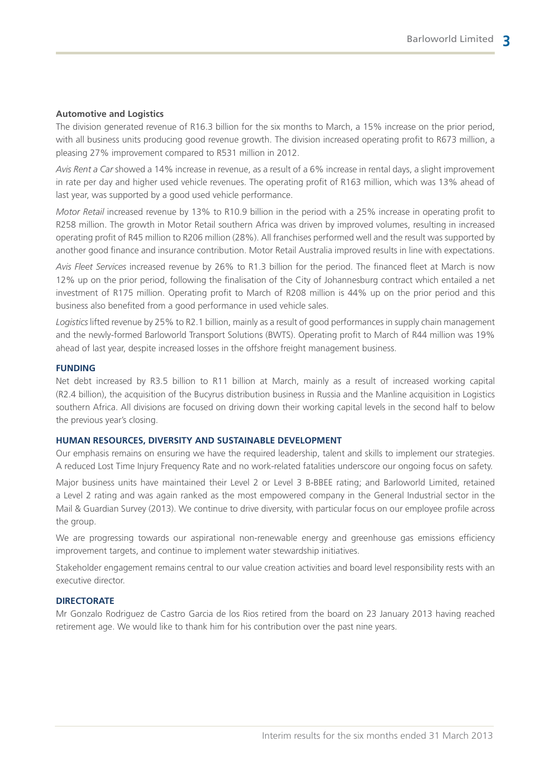### Automotive and Logistics

The division generated revenue of R16.3 billion for the six months to March, a 15% increase on the prior period, with all business units producing good revenue growth. The division increased operating profit to R673 million, a pleasing 27% improvement compared to R531 million in 2012.

*Avis Rent a Car* showed a 14% increase in revenue, as a result of a 6% increase in rental days, a slight improvement in rate per day and higher used vehicle revenues. The operating profit of R163 million, which was 13% ahead of last year, was supported by a good used vehicle performance.

*Motor Retail* increased revenue by 13% to R10.9 billion in the period with a 25% increase in operating profit to R258 million. The growth in Motor Retail southern Africa was driven by improved volumes, resulting in increased operating profit of R45 million to R206 million (28%). All franchises performed well and the result was supported by another good finance and insurance contribution. Motor Retail Australia improved results in line with expectations.

*Avis Fleet Services* increased revenue by 26% to R1.3 billion for the period. The financed fleet at March is now 12% up on the prior period, following the finalisation of the City of Johannesburg contract which entailed a net investment of R175 million. Operating profit to March of R208 million is 44% up on the prior period and this business also benefited from a good performance in used vehicle sales.

*Logistics* lifted revenue by 25% to R2.1 billion, mainly as a result of good performances in supply chain management and the newly-formed Barloworld Transport Solutions (BWTS). Operating profit to March of R44 million was 19% ahead of last year, despite increased losses in the offshore freight management business.

## FUNDING

Net debt increased by R3.5 billion to R11 billion at March, mainly as a result of increased working capital (R2.4 billion), the acquisition of the Bucyrus distribution business in Russia and the Manline acquisition in Logistics southern Africa. All divisions are focused on driving down their working capital levels in the second half to below the previous year's closing.

## HUMAN RESOURCES, DIVERSITY AND SUSTAINABLE DEVELOPMENT

Our emphasis remains on ensuring we have the required leadership, talent and skills to implement our strategies. A reduced Lost Time Injury Frequency Rate and no work-related fatalities underscore our ongoing focus on safety.

Major business units have maintained their Level 2 or Level 3 B-BBEE rating; and Barloworld Limited, retained a Level 2 rating and was again ranked as the most empowered company in the General Industrial sector in the Mail & Guardian Survey (2013). We continue to drive diversity, with particular focus on our employee profile across the group.

We are progressing towards our aspirational non-renewable energy and greenhouse gas emissions efficiency improvement targets, and continue to implement water stewardship initiatives.

Stakeholder engagement remains central to our value creation activities and board level responsibility rests with an executive director.

## DIRECTORATE

Mr Gonzalo Rodriguez de Castro Garcia de los Rios retired from the board on 23 January 2013 having reached retirement age. We would like to thank him for his contribution over the past nine years.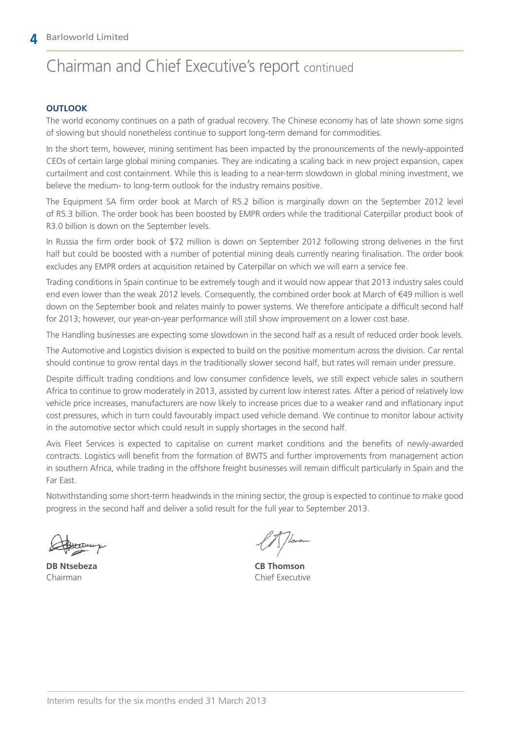# Chairman and Chief Executive's report continued

**OUTLOOK**

The world economy continues on a path of gradual recovery. The Chinese economy has of late shown some signs of slowing but should nonetheless continue to support long-term demand for commodities.

In the short term, however, mining sentiment has been impacted by the pronouncements of the newly-appointed CEOs of certain large global mining companies. They are indicating a scaling back in new project expansion, capex curtailment and cost containment. While this is leading to a near-term slowdown in global mining investment, we believe the medium- to long-term outlook for the industry remains positive.

The Equipment SA firm order book at March of R5.2 billion is marginally down on the September 2012 level of R5.3 billion. The order book has been boosted by EMPR orders while the traditional Caterpillar product book of R3.0 billion is down on the September levels.

In Russia the firm order book of $72 million is down on September 2012 following strong deliveries in the first half but could be boosted with a number of potential mining deals currently nearing finalisation. The order book excludes any EMPR orders at acquisition retained by Caterpillar on which we will earn a service fee.

Trading conditions in Spain continue to be extremely tough and it would now appear that 2013 industry sales could end even lower than the weak 2012 levels. Consequently, the combined order book at March of €49 million is well down on the September book and relates mainly to power systems. We therefore anticipate a difficult second half for 2013; however, our year-on-year performance will still show improvement on a lower cost base.

The Handling businesses are expecting some slowdown in the second half as a result of reduced order book levels.

The Automotive and Logistics division is expected to build on the positive momentum across the division. Car rental should continue to grow rental days in the traditionally slower second half, but rates will remain under pressure.

Despite difficult trading conditions and low consumer confidence levels, we still expect vehicle sales in southern Africa to continue to grow moderately in 2013, assisted by current low interest rates. After a period of relatively low vehicle price increases, manufacturers are now likely to increase prices due to a weaker rand and inflationary input cost pressures, which in turn could favourably impact used vehicle demand. We continue to monitor labour activity in the automotive sector which could result in supply shortages in the second half.

Avis Fleet Services is expected to capitalise on current market conditions and the benefits of newly-awarded contracts. Logistics will benefit from the formation of BWTS and further improvements from management action in southern Africa, while trading in the offshore freight businesses will remain difficult particularly in Spain and the Far East.

Notwithstanding some short-term headwinds in the mining sector, the group is expected to continue to make good progress in the second half and deliver a solid result for the full year to September 2013.

**DB Ntsebeza**
Chairman

**CB Thomson**
Chief Executive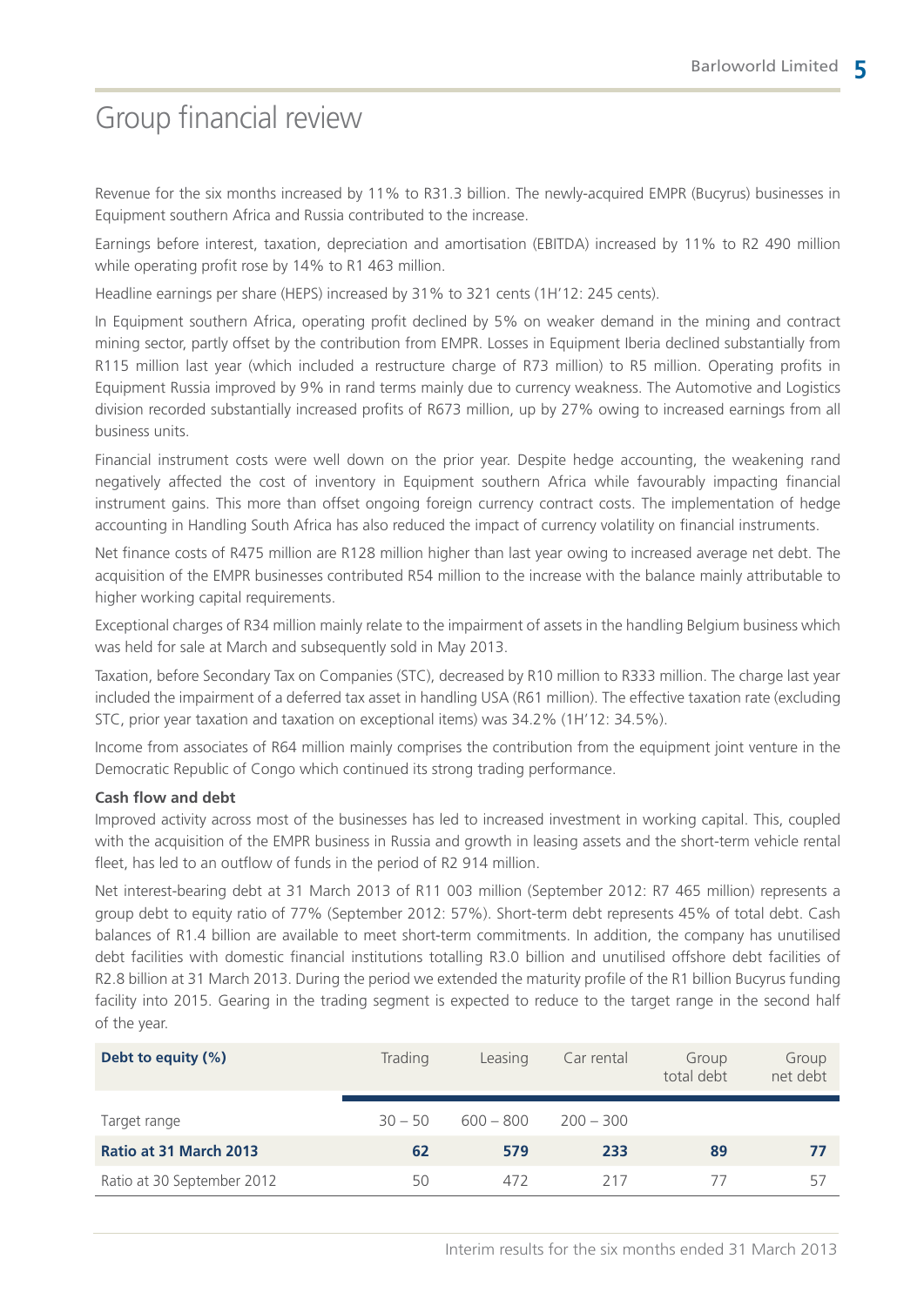# Group financial review

Revenue for the six months increased by 11% to R31.3 billion. The newly-acquired EMPR (Bucyrus) businesses in Equipment southern Africa and Russia contributed to the increase.

Earnings before interest, taxation, depreciation and amortisation (EBITDA) increased by 11% to R2 490 million while operating profit rose by 14% to R1 463 million.

Headline earnings per share (HEPS) increased by 31% to 321 cents (1H'12: 245 cents).

In Equipment southern Africa, operating profit declined by 5% on weaker demand in the mining and contract mining sector, partly offset by the contribution from EMPR. Losses in Equipment Iberia declined substantially from R115 million last year (which included a restructure charge of R73 million) to R5 million. Operating profits in Equipment Russia improved by 9% in rand terms mainly due to currency weakness. The Automotive and Logistics division recorded substantially increased profits of R673 million, up by 27% owing to increased earnings from all business units.

Financial instrument costs were well down on the prior year. Despite hedge accounting, the weakening rand negatively affected the cost of inventory in Equipment southern Africa while favourably impacting financial instrument gains. This more than offset ongoing foreign currency contract costs. The implementation of hedge accounting in Handling South Africa has also reduced the impact of currency volatility on financial instruments.

Net finance costs of R475 million are R128 million higher than last year owing to increased average net debt. The acquisition of the EMPR businesses contributed R54 million to the increase with the balance mainly attributable to higher working capital requirements.

Exceptional charges of R34 million mainly relate to the impairment of assets in the handling Belgium business which was held for sale at March and subsequently sold in May 2013.

Taxation, before Secondary Tax on Companies (STC), decreased by R10 million to R333 million. The charge last year included the impairment of a deferred tax asset in handling USA (R61 million). The effective taxation rate (excluding STC, prior year taxation and taxation on exceptional items) was 34.2% (1H'12: 34.5%).

Income from associates of R64 million mainly comprises the contribution from the equipment joint venture in the Democratic Republic of Congo which continued its strong trading performance.

**Cash flow and debt**

Improved activity across most of the businesses has led to increased investment in working capital. This, coupled with the acquisition of the EMPR business in Russia and growth in leasing assets and the short-term vehicle rental fleet, has led to an outflow of funds in the period of R2 914 million.

Net interest-bearing debt at 31 March 2013 of R11 003 million (September 2012: R7 465 million) represents a group debt to equity ratio of 77% (September 2012: 57%). Short-term debt represents 45% of total debt. Cash balances of R1.4 billion are available to meet short-term commitments. In addition, the company has unutilised debt facilities with domestic financial institutions totalling R3.0 billion and unutilised offshore debt facilities of R2.8 billion at 31 March 2013. During the period we extended the maturity profile of the R1 billion Bucyrus funding facility into 2015. Gearing in the trading segment is expected to reduce to the target range in the second half of the year.

| Debt to equity (%) | Trading | Leasing | Car rental | Group total debt | Group net debt |
|---|---|---|---|---|---|
| Target range | 30 – 50 | 600 – 800 | 200 – 300 | | |
| **Ratio at 31 March 2013** | **62** | **579** | **233** | **89** | **77** |
| Ratio at 30 September 2012 | 50 | 472 | 217 | 77 | 57 |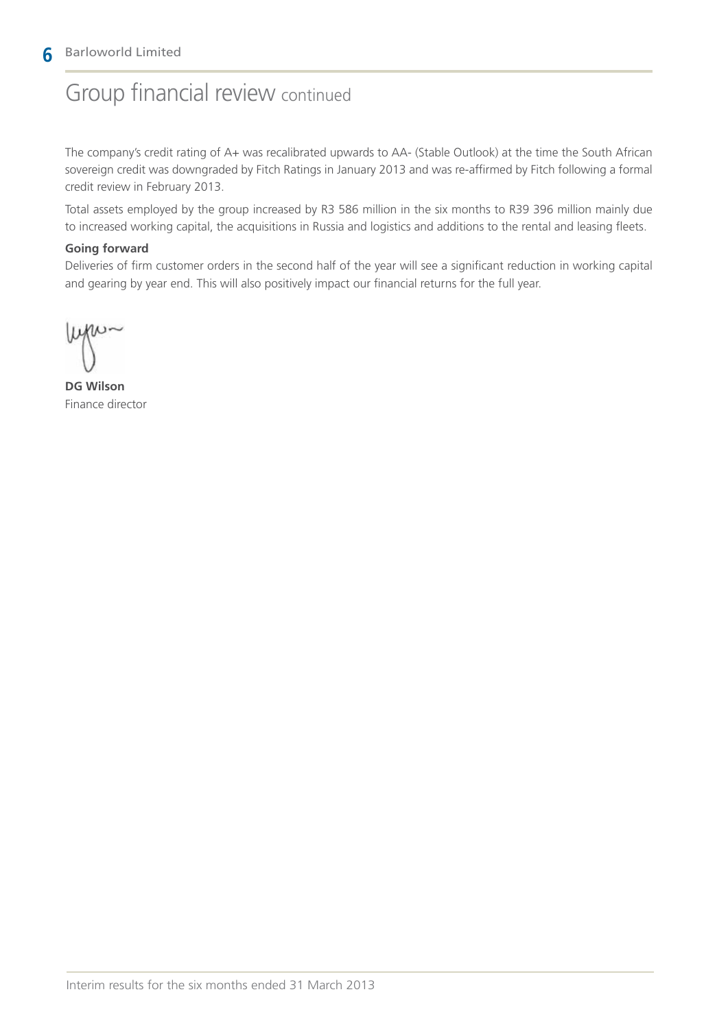# Group financial review continued

The company's credit rating of A+ was recalibrated upwards to AA- (Stable Outlook) at the time the South African sovereign credit was downgraded by Fitch Ratings in January 2013 and was re-affirmed by Fitch following a formal credit review in February 2013.

Total assets employed by the group increased by R3 586 million in the six months to R39 396 million mainly due to increased working capital, the acquisitions in Russia and logistics and additions to the rental and leasing fleets.

**Going forward**

Deliveries of firm customer orders in the second half of the year will see a significant reduction in working capital and gearing by year end. This will also positively impact our financial returns for the full year.

**DG Wilson**
Finance director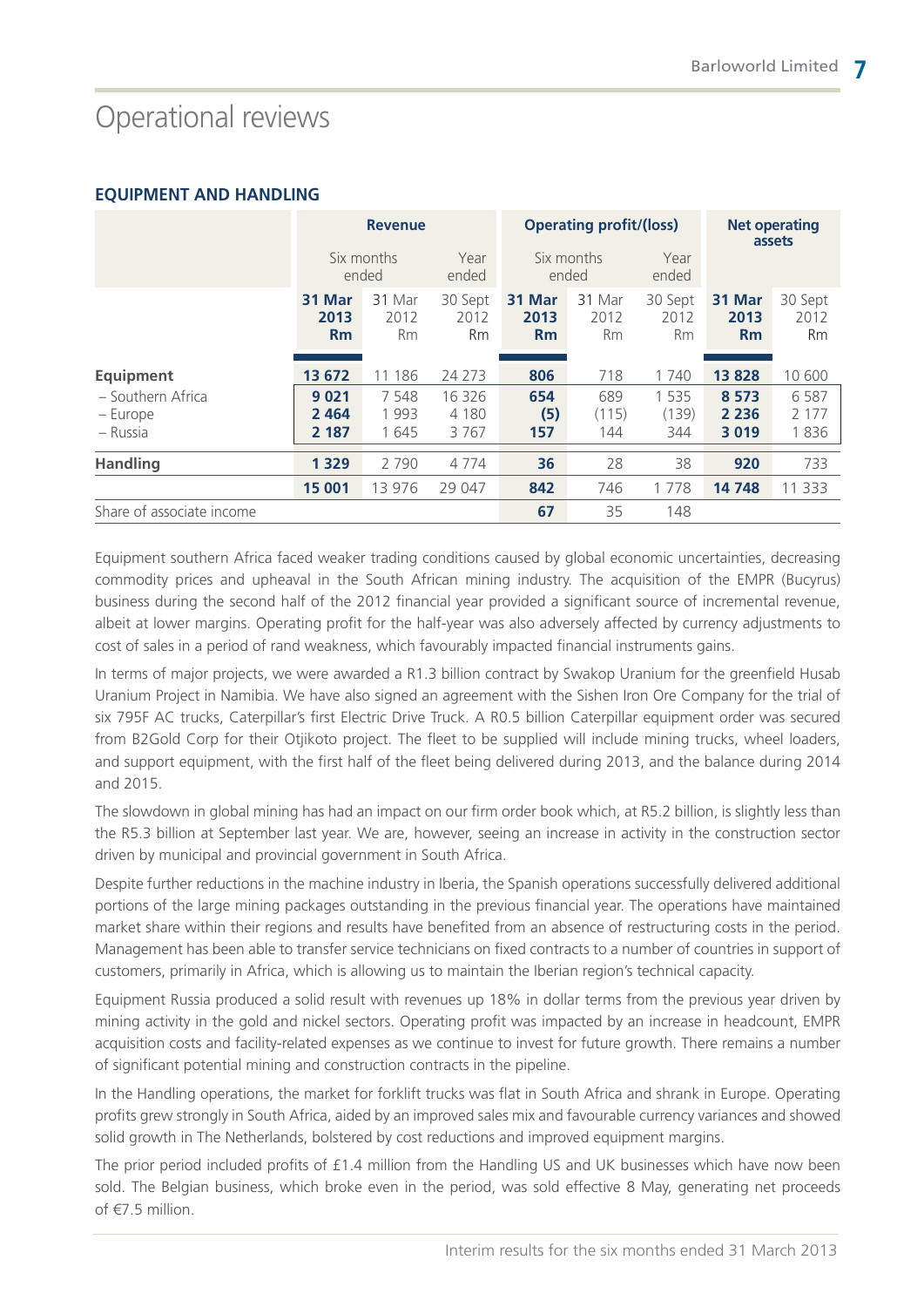# Operational reviews

## EQUIPMENT AND HANDLING

| | Revenue | | | Operating profit/(loss) | | | Net operating assets | |
|---|---|---|---|---|---|---|---|---|
| | Six months ended | | Year ended | Six months ended | | Year ended | | |
| | **31 Mar 2013 Rm** | 31 Mar 2012 Rm | 30 Sept 2012 Rm | **31 Mar 2013 Rm** | 31 Mar 2012 Rm | 30 Sept 2012 Rm | **31 Mar 2013 Rm** | 30 Sept 2012 Rm |
| **Equipment** | **13 672** | 11 186 | 24 273 | **806** | 718 | 1 740 | **13 828** | 10 600 |
| – Southern Africa | **9 021** | 7 548 | 16 326 | **654** | 689 | 1 535 | **8 573** | 6 587 |
| – Europe | **2 464** | 1 993 | 4 180 | **(5)** | (115) | (139) | **2 236** | 2 177 |
| – Russia | **2 187** | 1 645 | 3 767 | **157** | 144 | 344 | **3 019** | 1 836 |
| **Handling** | **1 329** | 2 790 | 4 774 | **36** | 28 | 38 | **920** | 733 |
| | **15 001** | 13 976 | 29 047 | **842** | 746 | 1 778 | **14 748** | 11 333 |
| Share of associate income | | | | **67** | 35 | 148 | | |

Equipment southern Africa faced weaker trading conditions caused by global economic uncertainties, decreasing commodity prices and upheaval in the South African mining industry. The acquisition of the EMPR (Bucyrus) business during the second half of the 2012 financial year provided a significant source of incremental revenue, albeit at lower margins. Operating profit for the half-year was also adversely affected by currency adjustments to cost of sales in a period of rand weakness, which favourably impacted financial instruments gains.

In terms of major projects, we were awarded a R1.3 billion contract by Swakop Uranium for the greenfield Husab Uranium Project in Namibia. We have also signed an agreement with the Sishen Iron Ore Company for the trial of six 795F AC trucks, Caterpillar's first Electric Drive Truck. A R0.5 billion Caterpillar equipment order was secured from B2Gold Corp for their Otjikoto project. The fleet to be supplied will include mining trucks, wheel loaders, and support equipment, with the first half of the fleet being delivered during 2013, and the balance during 2014 and 2015.

The slowdown in global mining has had an impact on our firm order book which, at R5.2 billion, is slightly less than the R5.3 billion at September last year. We are, however, seeing an increase in activity in the construction sector driven by municipal and provincial government in South Africa.

Despite further reductions in the machine industry in Iberia, the Spanish operations successfully delivered additional portions of the large mining packages outstanding in the previous financial year. The operations have maintained market share within their regions and results have benefited from an absence of restructuring costs in the period. Management has been able to transfer service technicians on fixed contracts to a number of countries in support of customers, primarily in Africa, which is allowing us to maintain the Iberian region's technical capacity.

Equipment Russia produced a solid result with revenues up 18% in dollar terms from the previous year driven by mining activity in the gold and nickel sectors. Operating profit was impacted by an increase in headcount, EMPR acquisition costs and facility-related expenses as we continue to invest for future growth. There remains a number of significant potential mining and construction contracts in the pipeline.

In the Handling operations, the market for forklift trucks was flat in South Africa and shrank in Europe. Operating profits grew strongly in South Africa, aided by an improved sales mix and favourable currency variances and showed solid growth in The Netherlands, bolstered by cost reductions and improved equipment margins.

The prior period included profits of £1.4 million from the Handling US and UK businesses which have now been sold. The Belgian business, which broke even in the period, was sold effective 8 May, generating net proceeds of €7.5 million.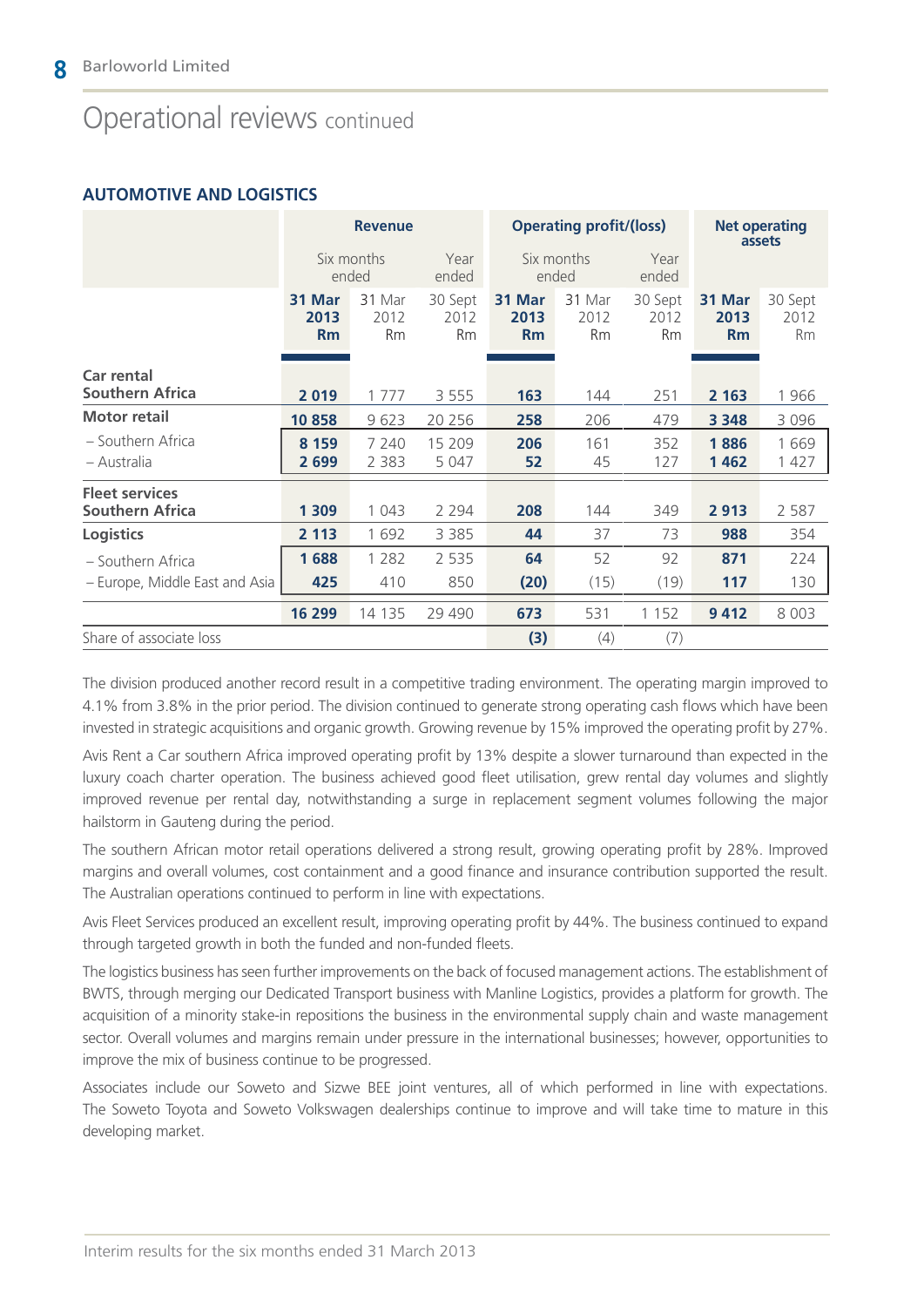# Operational reviews continued

## AUTOMOTIVE AND LOGISTICS

| | Revenue | | | Operating profit/(loss) | | | Net operating assets | |
|---|---|---|---|---|---|---|---|---|
| | Six months ended | | Year ended | Six months ended | | Year ended | | |
| | **31 Mar 2013 Rm** | 31 Mar 2012 Rm | 30 Sept 2012 Rm | **31 Mar 2013 Rm** | 31 Mar 2012 Rm | 30 Sept 2012 Rm | **31 Mar 2013 Rm** | 30 Sept 2012 Rm |
| **Car rental Southern Africa** | **2 019** | 1 777 | 3 555 | **163** | 144 | 251 | **2 163** | 1 966 |
| **Motor retail** | **10 858** | 9 623 | 20 256 | **258** | 206 | 479 | **3 348** | 3 096 |
| – Southern Africa | **8 159** | 7 240 | 15 209 | **206** | 161 | 352 | **1 886** | 1 669 |
| – Australia | **2 699** | 2 383 | 5 047 | **52** | 45 | 127 | **1 462** | 1 427 |
| **Fleet services Southern Africa** | **1 309** | 1 043 | 2 294 | **208** | 144 | 349 | **2 913** | 2 587 |
| **Logistics** | **2 113** | 1 692 | 3 385 | **44** | 37 | 73 | **988** | 354 |
| – Southern Africa | **1 688** | 1 282 | 2 535 | **64** | 52 | 92 | **871** | 224 |
| – Europe, Middle East and Asia | **425** | 410 | 850 | **(20)** | (15) | (19) | **117** | 130 |
| | **16 299** | 14 135 | 29 490 | **673** | 531 | 1 152 | **9 412** | 8 003 |
| Share of associate loss | | | | **(3)** | (4) | (7) | | |

The division produced another record result in a competitive trading environment. The operating margin improved to 4.1% from 3.8% in the prior period. The division continued to generate strong operating cash flows which have been invested in strategic acquisitions and organic growth. Growing revenue by 15% improved the operating profit by 27%.

Avis Rent a Car southern Africa improved operating profit by 13% despite a slower turnaround than expected in the luxury coach charter operation. The business achieved good fleet utilisation, grew rental day volumes and slightly improved revenue per rental day, notwithstanding a surge in replacement segment volumes following the major hailstorm in Gauteng during the period.

The southern African motor retail operations delivered a strong result, growing operating profit by 28%. Improved margins and overall volumes, cost containment and a good finance and insurance contribution supported the result. The Australian operations continued to perform in line with expectations.

Avis Fleet Services produced an excellent result, improving operating profit by 44%. The business continued to expand through targeted growth in both the funded and non-funded fleets.

The logistics business has seen further improvements on the back of focused management actions. The establishment of BWTS, through merging our Dedicated Transport business with Manline Logistics, provides a platform for growth. The acquisition of a minority stake-in repositions the business in the environmental supply chain and waste management sector. Overall volumes and margins remain under pressure in the international businesses; however, opportunities to improve the mix of business continue to be progressed.

Associates include our Soweto and Sizwe BEE joint ventures, all of which performed in line with expectations. The Soweto Toyota and Soweto Volkswagen dealerships continue to improve and will take time to mature in this developing market.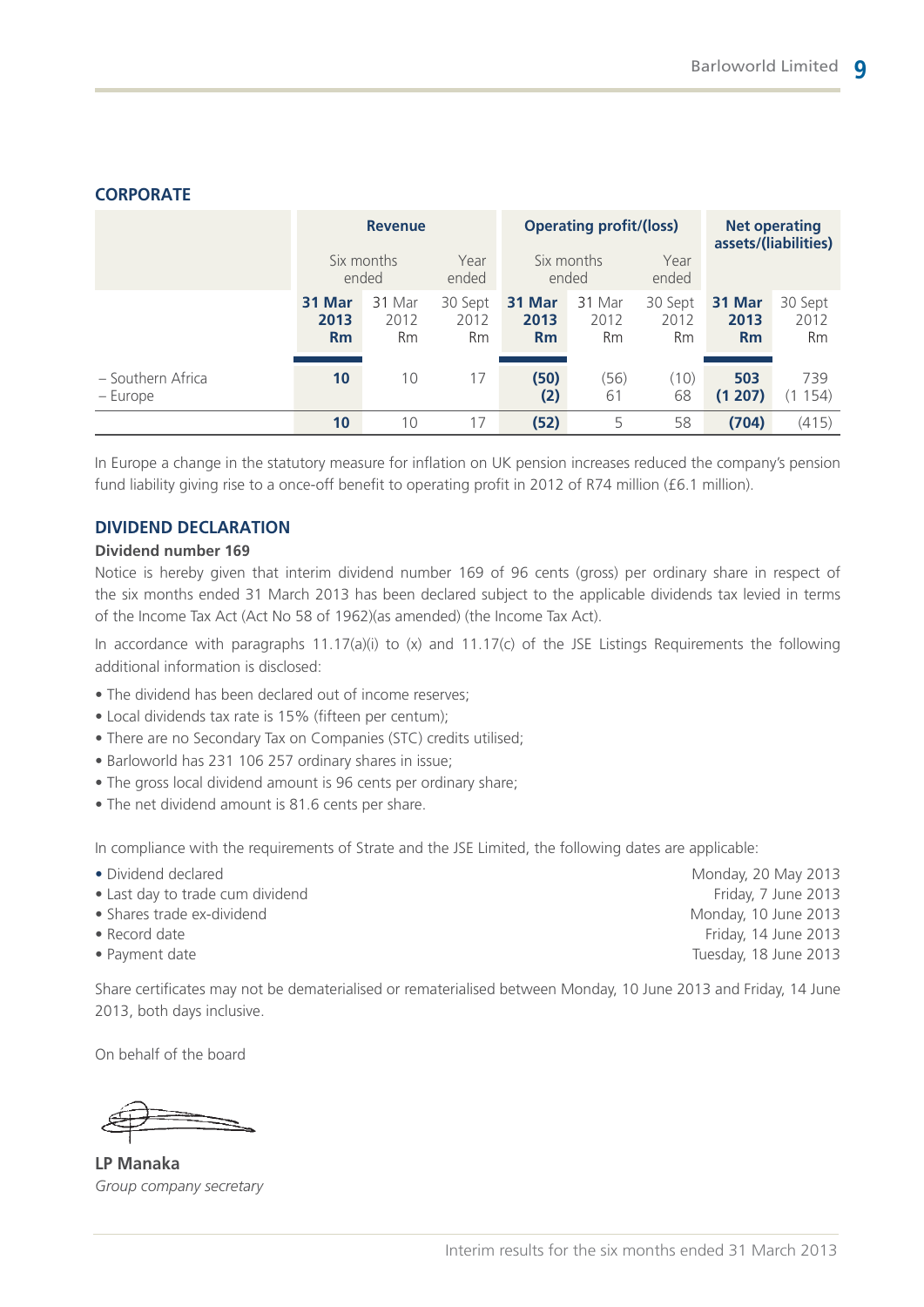## CORPORATE

| | Revenue | | | Operating profit/(loss) | | | Net operating assets/(liabilities) | |
|---|---|---|---|---|---|---|---|---|
| | Six months ended | | Year ended | Six months ended | | Year ended | | |
| | **31 Mar 2013 Rm** | 31 Mar 2012 Rm | 30 Sept 2012 Rm | **31 Mar 2013 Rm** | 31 Mar 2012 Rm | 30 Sept 2012 Rm | **31 Mar 2013 Rm** | 30 Sept 2012 Rm |
| – Southern Africa | **10** | 10 | 17 | **(50)** | (56) | (10) | **503** | 739 |
| – Europe | | | | **(2)** | 61 | 68 | **(1 207)** | (1 154) |
| | **10** | 10 | 17 | **(52)** | 5 | 58 | **(704)** | (415) |

In Europe a change in the statutory measure for inflation on UK pension increases reduced the company's pension fund liability giving rise to a once-off benefit to operating profit in 2012 of R74 million (£6.1 million).

## DIVIDEND DECLARATION

**Dividend number 169**

Notice is hereby given that interim dividend number 169 of 96 cents (gross) per ordinary share in respect of the six months ended 31 March 2013 has been declared subject to the applicable dividends tax levied in terms of the Income Tax Act (Act No 58 of 1962)(as amended) (the Income Tax Act).

In accordance with paragraphs 11.17(a)(i) to (x) and 11.17(c) of the JSE Listings Requirements the following additional information is disclosed:

- The dividend has been declared out of income reserves;
- Local dividends tax rate is 15% (fifteen per centum);
- There are no Secondary Tax on Companies (STC) credits utilised;
- Barloworld has 231 106 257 ordinary shares in issue;
- The gross local dividend amount is 96 cents per ordinary share;
- The net dividend amount is 81.6 cents per share.

In compliance with the requirements of Strate and the JSE Limited, the following dates are applicable:

- Dividend declared — Monday, 20 May 2013
- Last day to trade cum dividend — Friday, 7 June 2013
- Shares trade ex-dividend — Monday, 10 June 2013
- Record date — Friday, 14 June 2013
- Payment date — Tuesday, 18 June 2013

Share certificates may not be dematerialised or rematerialised between Monday, 10 June 2013 and Friday, 14 June 2013, both days inclusive.

On behalf of the board

**LP Manaka**
*Group company secretary*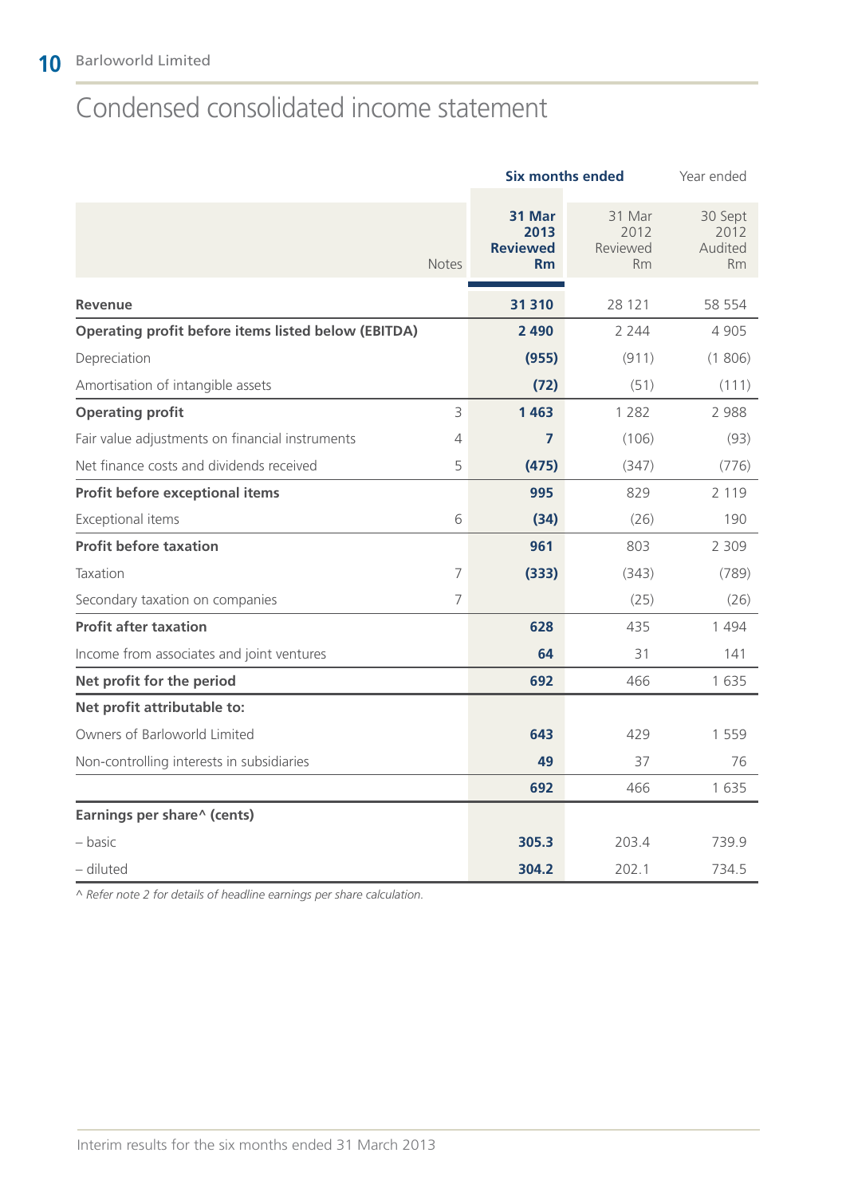# Condensed consolidated income statement

| | Notes | Six months ended 31 Mar 2013 Reviewed Rm | Six months ended 31 Mar 2012 Reviewed Rm | Year ended 30 Sept 2012 Audited Rm |
|---|---|---|---|---|
| **Revenue** | | **31 310** | 28 121 | 58 554 |
| **Operating profit before items listed below (EBITDA)** | | **2 490** | 2 244 | 4 905 |
| Depreciation | | **(955)** | (911) | (1 806) |
| Amortisation of intangible assets | | **(72)** | (51) | (111) |
| **Operating profit** | 3 | **1 463** | 1 282 | 2 988 |
| Fair value adjustments on financial instruments | 4 | **7** | (106) | (93) |
| Net finance costs and dividends received | 5 | **(475)** | (347) | (776) |
| **Profit before exceptional items** | | **995** | 829 | 2 119 |
| Exceptional items | 6 | **(34)** | (26) | 190 |
| **Profit before taxation** | | **961** | 803 | 2 309 |
| Taxation | 7 | **(333)** | (343) | (789) |
| Secondary taxation on companies | 7 | | (25) | (26) |
| **Profit after taxation** | | **628** | 435 | 1 494 |
| Income from associates and joint ventures | | **64** | 31 | 141 |
| **Net profit for the period** | | **692** | 466 | 1 635 |
| **Net profit attributable to:** | | | | |
| Owners of Barloworld Limited | | **643** | 429 | 1 559 |
| Non-controlling interests in subsidiaries | | **49** | 37 | 76 |
| | | **692** | 466 | 1 635 |
| **Earnings per share^ (cents)** | | | | |
| – basic | | **305.3** | 203.4 | 739.9 |
| – diluted | | **304.2** | 202.1 | 734.5 |

*^ Refer note 2 for details of headline earnings per share calculation.*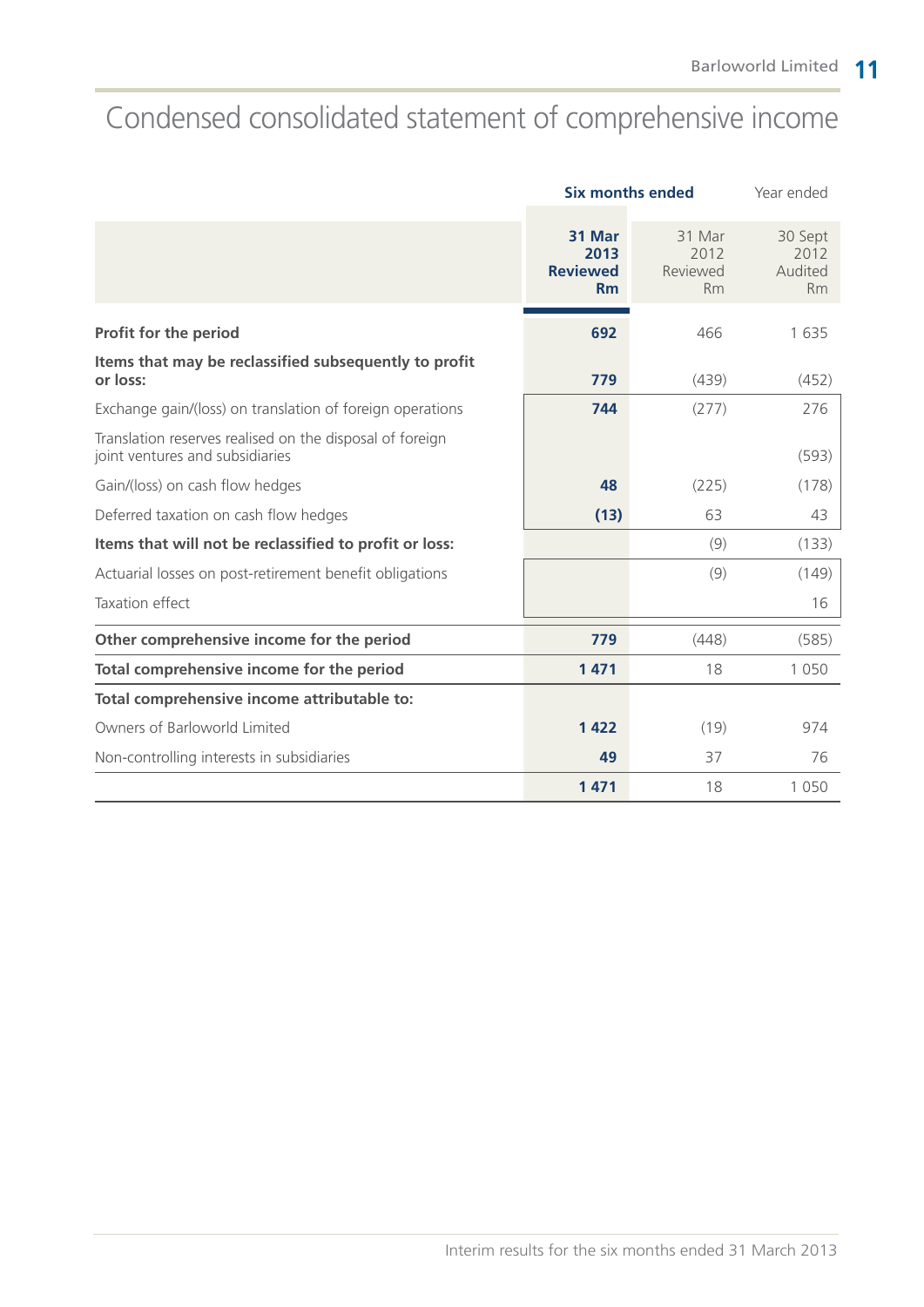# Condensed consolidated statement of comprehensive income

| | Six months ended | | Year ended |
|---|---|---|---|
| | **31 Mar 2013 Reviewed Rm** | 31 Mar 2012 Reviewed Rm | 30 Sept 2012 Audited Rm |
| **Profit for the period** | **692** | 466 | 1 635 |
| **Items that may be reclassified subsequently to profit or loss:** | **779** | (439) | (452) |
| Exchange gain/(loss) on translation of foreign operations | **744** | (277) | 276 |
| Translation reserves realised on the disposal of foreign joint ventures and subsidiaries | | | (593) |
| Gain/(loss) on cash flow hedges | **48** | (225) | (178) |
| Deferred taxation on cash flow hedges | **(13)** | 63 | 43 |
| **Items that will not be reclassified to profit or loss:** | | (9) | (133) |
| Actuarial losses on post-retirement benefit obligations | | (9) | (149) |
| Taxation effect | | | 16 |
| **Other comprehensive income for the period** | **779** | (448) | (585) |
| **Total comprehensive income for the period** | **1 471** | 18 | 1 050 |
| **Total comprehensive income attributable to:** | | | |
| Owners of Barloworld Limited | **1 422** | (19) | 974 |
| Non-controlling interests in subsidiaries | **49** | 37 | 76 |
| | **1 471** | 18 | 1 050 |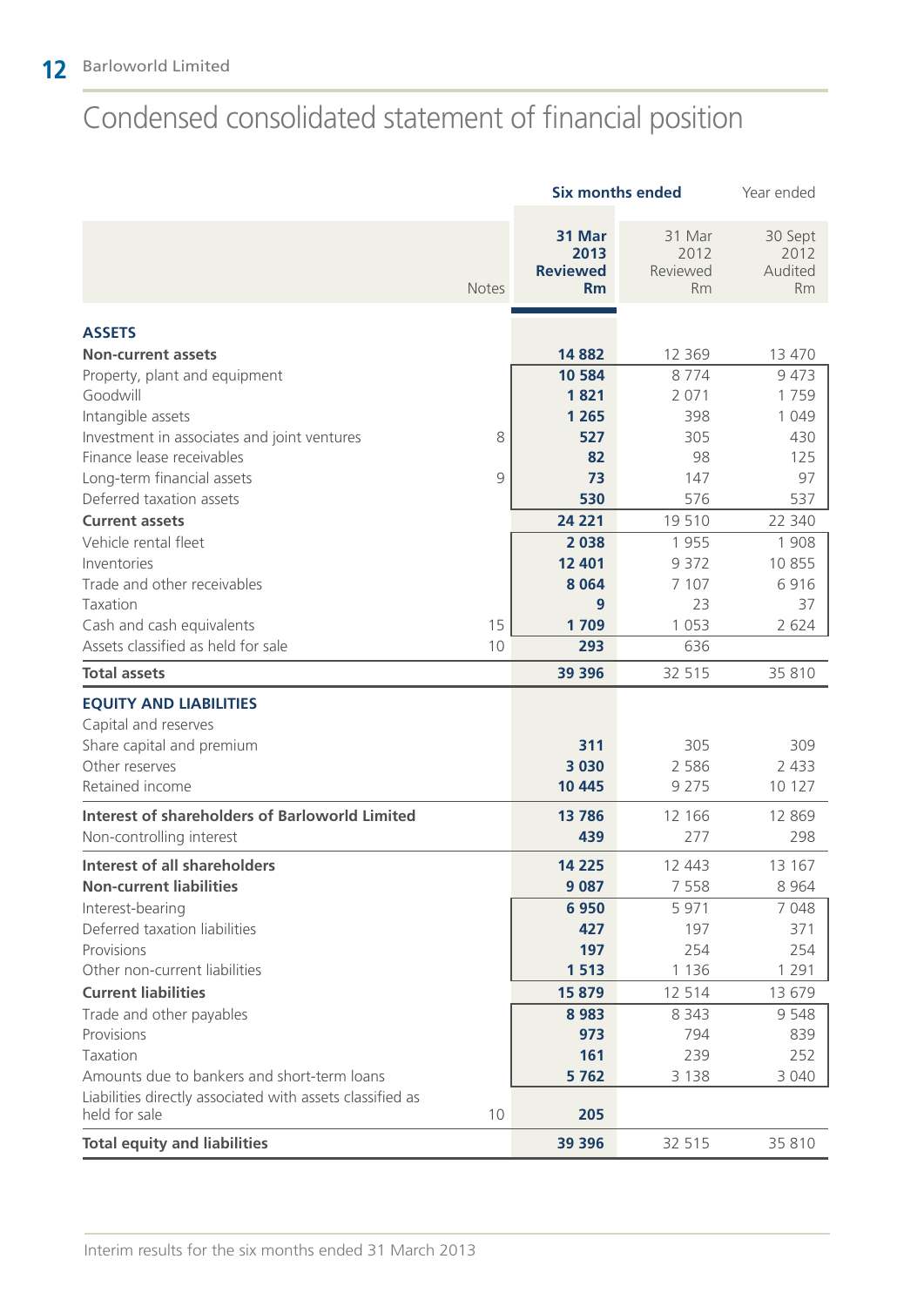# Condensed consolidated statement of financial position

| | Notes | Six months ended 31 Mar 2013 Reviewed Rm | Six months ended 31 Mar 2012 Reviewed Rm | Year ended 30 Sept 2012 Audited Rm |
|---|---|---|---|---|
| **ASSETS** | | | | |
| **Non-current assets** | | **14 882** | 12 369 | 13 470 |
| Property, plant and equipment | | **10 584** | 8 774 | 9 473 |
| Goodwill | | **1 821** | 2 071 | 1 759 |
| Intangible assets | | **1 265** | 398 | 1 049 |
| Investment in associates and joint ventures | 8 | **527** | 305 | 430 |
| Finance lease receivables | | **82** | 98 | 125 |
| Long-term financial assets | 9 | **73** | 147 | 97 |
| Deferred taxation assets | | **530** | 576 | 537 |
| **Current assets** | | **24 221** | 19 510 | 22 340 |
| Vehicle rental fleet | | **2 038** | 1 955 | 1 908 |
| Inventories | | **12 401** | 9 372 | 10 855 |
| Trade and other receivables | | **8 064** | 7 107 | 6 916 |
| Taxation | | **9** | 23 | 37 |
| Cash and cash equivalents | 15 | **1 709** | 1 053 | 2 624 |
| Assets classified as held for sale | 10 | **293** | 636 | |
| **Total assets** | | **39 396** | 32 515 | 35 810 |
| **EQUITY AND LIABILITIES** | | | | |
| Capital and reserves | | | | |
| Share capital and premium | | **311** | 305 | 309 |
| Other reserves | | **3 030** | 2 586 | 2 433 |
| Retained income | | **10 445** | 9 275 | 10 127 |
| **Interest of shareholders of Barloworld Limited** | | **13 786** | 12 166 | 12 869 |
| Non-controlling interest | | **439** | 277 | 298 |
| **Interest of all shareholders** | | **14 225** | 12 443 | 13 167 |
| **Non-current liabilities** | | **9 087** | 7 558 | 8 964 |
| Interest-bearing | | **6 950** | 5 971 | 7 048 |
| Deferred taxation liabilities | | **427** | 197 | 371 |
| Provisions | | **197** | 254 | 254 |
| Other non-current liabilities | | **1 513** | 1 136 | 1 291 |
| **Current liabilities** | | **15 879** | 12 514 | 13 679 |
| Trade and other payables | | **8 983** | 8 343 | 9 548 |
| Provisions | | **973** | 794 | 839 |
| Taxation | | **161** | 239 | 252 |
| Amounts due to bankers and short-term loans | | **5 762** | 3 138 | 3 040 |
| Liabilities directly associated with assets classified as held for sale | 10 | **205** | | |
| **Total equity and liabilities** | | **39 396** | 32 515 | 35 810 |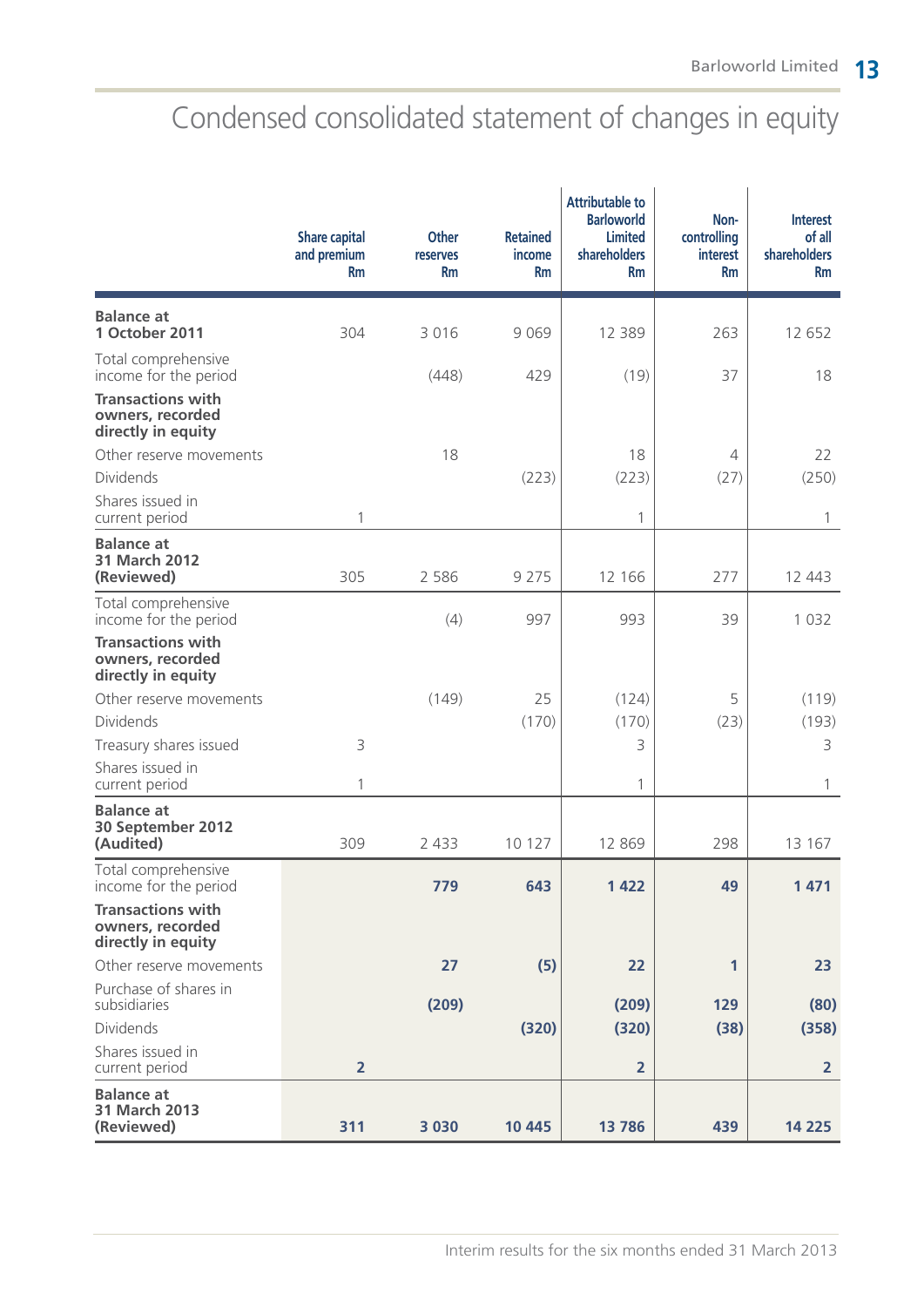# Condensed consolidated statement of changes in equity

| | Share capital and premium Rm | Other reserves Rm | Retained income Rm | Attributable to Barloworld Limited shareholders Rm | Non-controlling interest Rm | Interest of all shareholders Rm |
|---|---|---|---|---|---|---|
| **Balance at 1 October 2011** | 304 | 3 016 | 9 069 | 12 389 | 263 | 12 652 |
| Total comprehensive income for the period | | (448) | 429 | (19) | 37 | 18 |
| **Transactions with owners, recorded directly in equity** | | | | | | |
| Other reserve movements | | 18 | | 18 | 4 | 22 |
| Dividends | | | (223) | (223) | (27) | (250) |
| Shares issued in current period | 1 | | | 1 | | 1 |
| **Balance at 31 March 2012 (Reviewed)** | 305 | 2 586 | 9 275 | 12 166 | 277 | 12 443 |
| Total comprehensive income for the period | | (4) | 997 | 993 | 39 | 1 032 |
| **Transactions with owners, recorded directly in equity** | | | | | | |
| Other reserve movements | | (149) | 25 | (124) | 5 | (119) |
| Dividends | | | (170) | (170) | (23) | (193) |
| Treasury shares issued | 3 | | | 3 | | 3 |
| Shares issued in current period | 1 | | | 1 | | 1 |
| **Balance at 30 September 2012 (Audited)** | 309 | 2 433 | 10 127 | 12 869 | 298 | 13 167 |
| Total comprehensive income for the period | | **779** | **643** | **1 422** | **49** | **1 471** |
| **Transactions with owners, recorded directly in equity** | | | | | | |
| Other reserve movements | | **27** | **(5)** | **22** | **1** | **23** |
| Purchase of shares in subsidiaries | | **(209)** | | **(209)** | **129** | **(80)** |
| Dividends | | | **(320)** | **(320)** | **(38)** | **(358)** |
| Shares issued in current period | **2** | | | **2** | | **2** |
| **Balance at 31 March 2013 (Reviewed)** | **311** | **3 030** | **10 445** | **13 786** | **439** | **14 225** |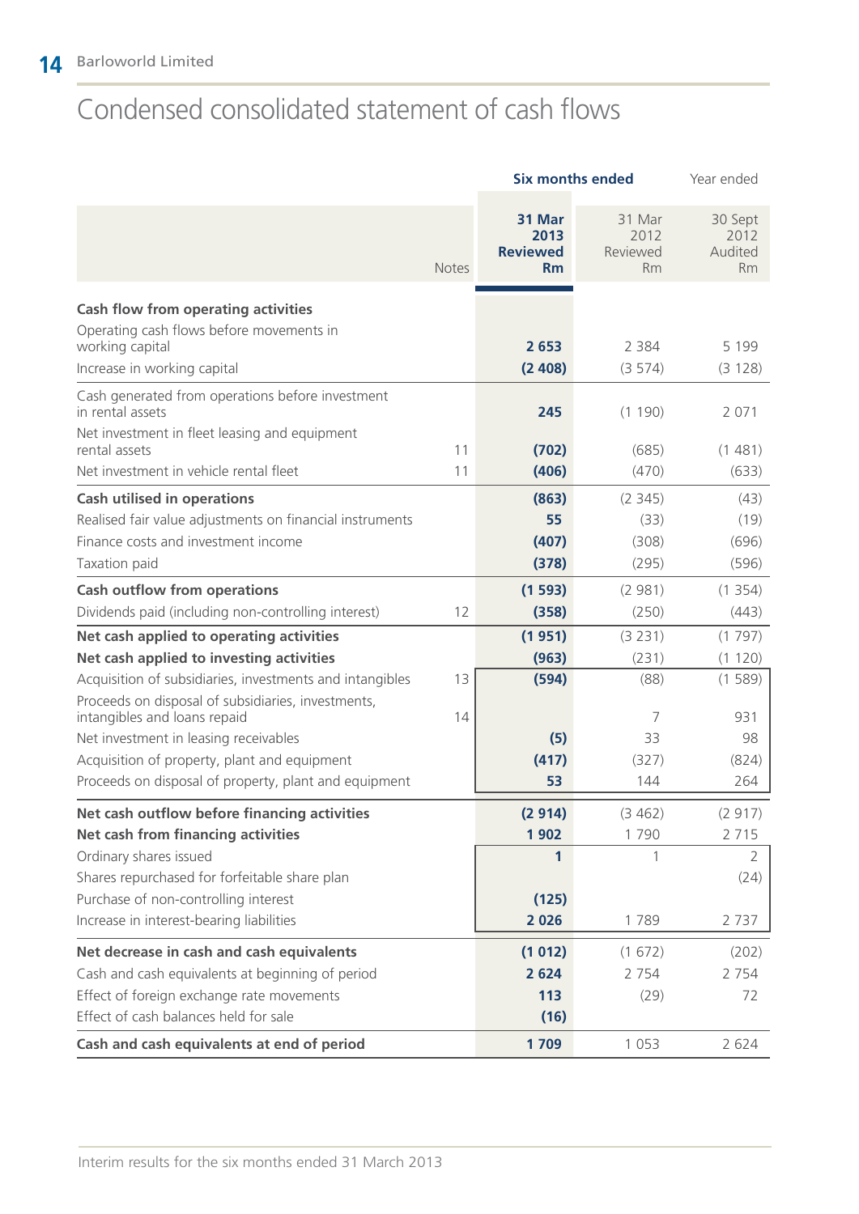# Condensed consolidated statement of cash flows

| | Notes | Six months ended 31 Mar 2013 Reviewed Rm | Six months ended 31 Mar 2012 Reviewed Rm | Year ended 30 Sept 2012 Audited Rm |
|---|---|---|---|---|
| **Cash flow from operating activities** | | | | |
| Operating cash flows before movements in working capital | | **2 653** | 2 384 | 5 199 |
| Increase in working capital | | **(2 408)** | (3 574) | (3 128) |
| Cash generated from operations before investment in rental assets | | **245** | (1 190) | 2 071 |
| Net investment in fleet leasing and equipment rental assets | 11 | **(702)** | (685) | (1 481) |
| Net investment in vehicle rental fleet | 11 | **(406)** | (470) | (633) |
| **Cash utilised in operations** | | **(863)** | (2 345) | (43) |
| Realised fair value adjustments on financial instruments | | **55** | (33) | (19) |
| Finance costs and investment income | | **(407)** | (308) | (696) |
| Taxation paid | | **(378)** | (295) | (596) |
| **Cash outflow from operations** | | **(1 593)** | (2 981) | (1 354) |
| Dividends paid (including non-controlling interest) | 12 | **(358)** | (250) | (443) |
| **Net cash applied to operating activities** | | **(1 951)** | (3 231) | (1 797) |
| **Net cash applied to investing activities** | | **(963)** | (231) | (1 120) |
| Acquisition of subsidiaries, investments and intangibles | 13 | **(594)** | (88) | (1 589) |
| Proceeds on disposal of subsidiaries, investments, intangibles and loans repaid | 14 | | 7 | 931 |
| Net investment in leasing receivables | | **(5)** | 33 | 98 |
| Acquisition of property, plant and equipment | | **(417)** | (327) | (824) |
| Proceeds on disposal of property, plant and equipment | | **53** | 144 | 264 |
| **Net cash outflow before financing activities** | | **(2 914)** | (3 462) | (2 917) |
| **Net cash from financing activities** | | **1 902** | 1 790 | 2 715 |
| Ordinary shares issued | | **1** | 1 | 2 |
| Shares repurchased for forfeitable share plan | | | | (24) |
| Purchase of non-controlling interest | | **(125)** | | |
| Increase in interest-bearing liabilities | | **2 026** | 1 789 | 2 737 |
| **Net decrease in cash and cash equivalents** | | **(1 012)** | (1 672) | (202) |
| Cash and cash equivalents at beginning of period | | **2 624** | 2 754 | 2 754 |
| Effect of foreign exchange rate movements | | **113** | (29) | 72 |
| Effect of cash balances held for sale | | **(16)** | | |
| **Cash and cash equivalents at end of period** | | **1 709** | 1 053 | 2 624 |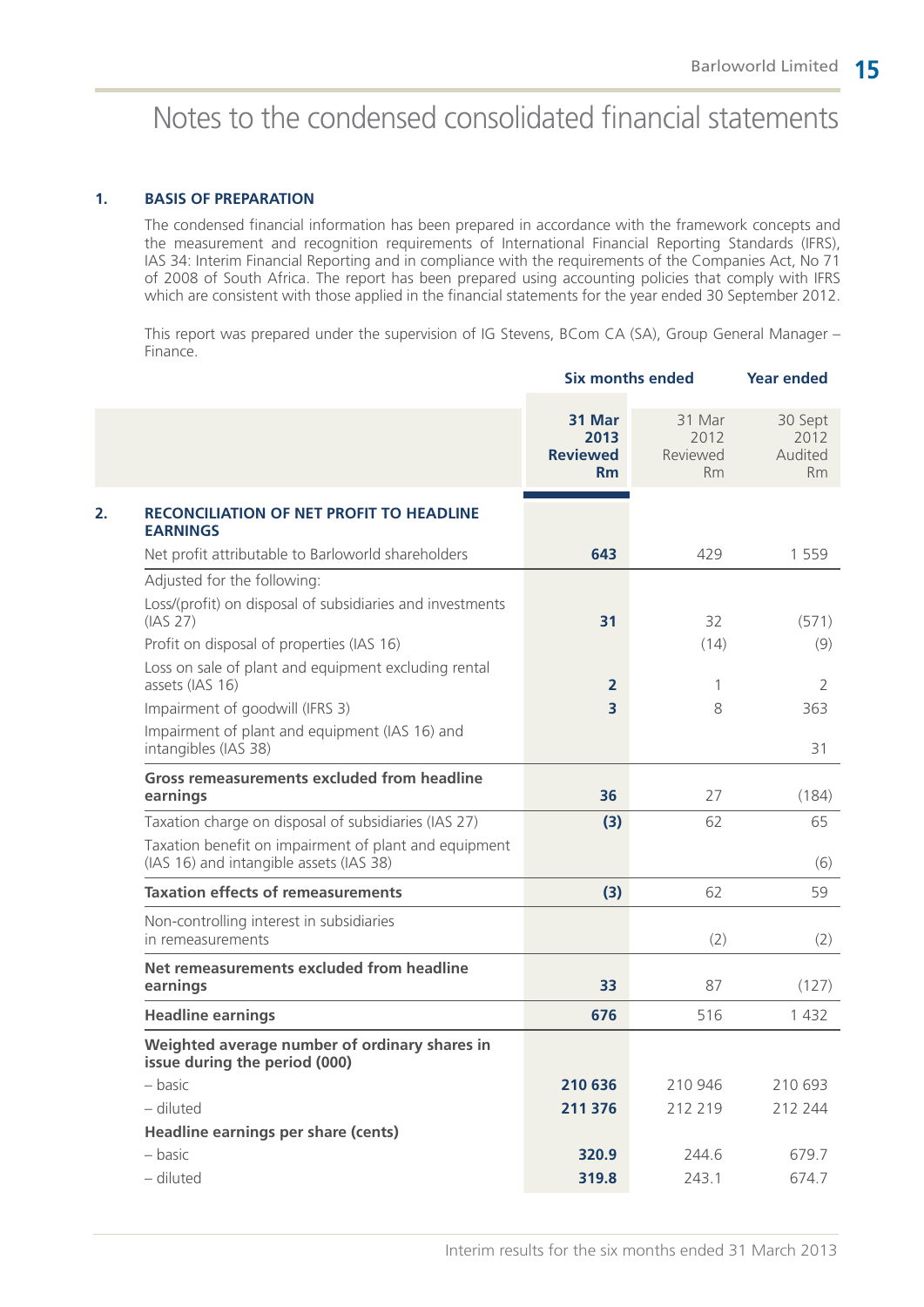# Notes to the condensed consolidated financial statements

## 1. BASIS OF PREPARATION

The condensed financial information has been prepared in accordance with the framework concepts and the measurement and recognition requirements of International Financial Reporting Standards (IFRS), IAS 34: Interim Financial Reporting and in compliance with the requirements of the Companies Act, No 71 of 2008 of South Africa. The report has been prepared using accounting policies that comply with IFRS which are consistent with those applied in the financial statements for the year ended 30 September 2012.

This report was prepared under the supervision of IG Stevens, BCom CA (SA), Group General Manager – Finance.

| | Six months ended | | Year ended |
|---|---|---|---|
| | **31 Mar 2013 Reviewed Rm** | 31 Mar 2012 Reviewed Rm | 30 Sept 2012 Audited Rm |
| **2. RECONCILIATION OF NET PROFIT TO HEADLINE EARNINGS** | | | |
| Net profit attributable to Barloworld shareholders | **643** | 429 | 1 559 |
| Adjusted for the following: | | | |
| Loss/(profit) on disposal of subsidiaries and investments (IAS 27) | **31** | 32 | (571) |
| Profit on disposal of properties (IAS 16) | | (14) | (9) |
| Loss on sale of plant and equipment excluding rental assets (IAS 16) | **2** | 1 | 2 |
| Impairment of goodwill (IFRS 3) | **3** | 8 | 363 |
| Impairment of plant and equipment (IAS 16) and intangibles (IAS 38) | | | 31 |
| **Gross remeasurements excluded from headline earnings** | **36** | 27 | (184) |
| Taxation charge on disposal of subsidiaries (IAS 27) | **(3)** | 62 | 65 |
| Taxation benefit on impairment of plant and equipment (IAS 16) and intangible assets (IAS 38) | | | (6) |
| **Taxation effects of remeasurements** | **(3)** | 62 | 59 |
| Non-controlling interest in subsidiaries in remeasurements | | (2) | (2) |
| **Net remeasurements excluded from headline earnings** | **33** | 87 | (127) |
| **Headline earnings** | **676** | 516 | 1 432 |
| **Weighted average number of ordinary shares in issue during the period (000)** | | | |
| – basic | **210 636** | 210 946 | 210 693 |
| – diluted | **211 376** | 212 219 | 212 244 |
| **Headline earnings per share (cents)** | | | |
| – basic | **320.9** | 244.6 | 679.7 |
| – diluted | **319.8** | 243.1 | 674.7 |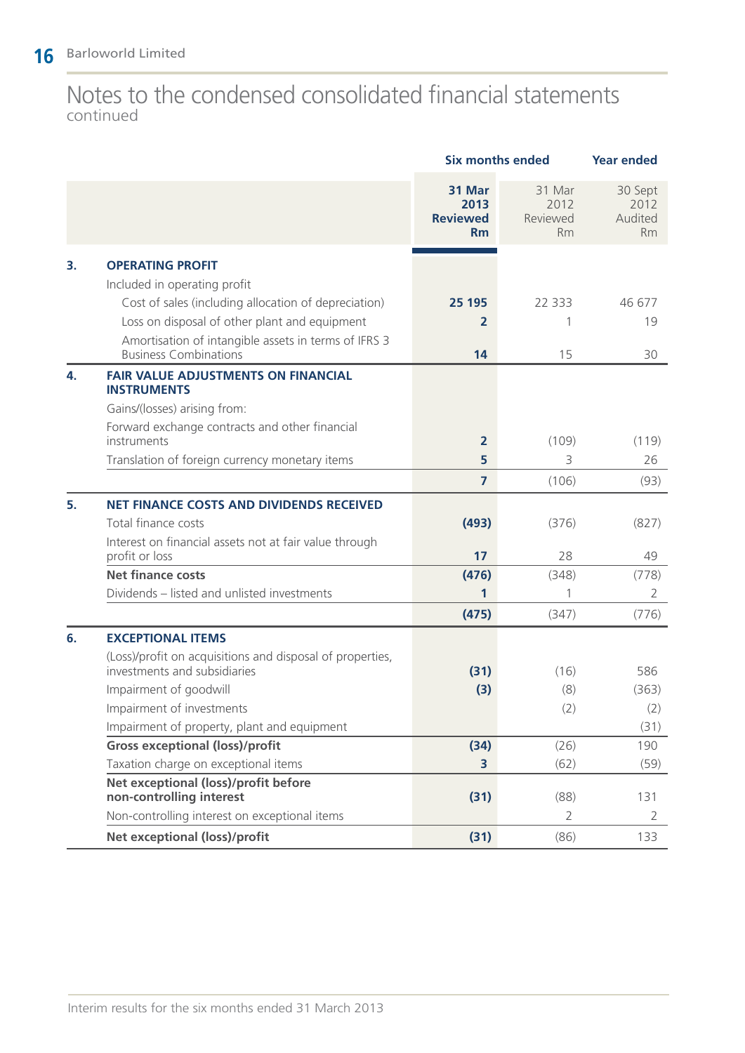# Notes to the condensed consolidated financial statements
continued

| | | Six months ended | | Year ended |
|---|---|---|---|---|
| | | **31 Mar 2013 Reviewed Rm** | 31 Mar 2012 Reviewed Rm | 30 Sept 2012 Audited Rm |
| **3.** | **OPERATING PROFIT** | | | |
| | Included in operating profit | | | |
| | Cost of sales (including allocation of depreciation) | **25 195** | 22 333 | 46 677 |
| | Loss on disposal of other plant and equipment | **2** | 1 | 19 |
| | Amortisation of intangible assets in terms of IFRS 3 Business Combinations | **14** | 15 | 30 |
| **4.** | **FAIR VALUE ADJUSTMENTS ON FINANCIAL INSTRUMENTS** | | | |
| | Gains/(losses) arising from: | | | |
| | Forward exchange contracts and other financial instruments | **2** | (109) | (119) |
| | Translation of foreign currency monetary items | **5** | 3 | 26 |
| | | **7** | (106) | (93) |
| **5.** | **NET FINANCE COSTS AND DIVIDENDS RECEIVED** | | | |
| | Total finance costs | **(493)** | (376) | (827) |
| | Interest on financial assets not at fair value through profit or loss | **17** | 28 | 49 |
| | **Net finance costs** | **(476)** | (348) | (778) |
| | Dividends – listed and unlisted investments | **1** | 1 | 2 |
| | | **(475)** | (347) | (776) |
| **6.** | **EXCEPTIONAL ITEMS** | | | |
| | (Loss)/profit on acquisitions and disposal of properties, investments and subsidiaries | **(31)** | (16) | 586 |
| | Impairment of goodwill | **(3)** | (8) | (363) |
| | Impairment of investments | | (2) | (2) |
| | Impairment of property, plant and equipment | | | (31) |
| | **Gross exceptional (loss)/profit** | **(34)** | (26) | 190 |
| | Taxation charge on exceptional items | **3** | (62) | (59) |
| | **Net exceptional (loss)/profit before non-controlling interest** | **(31)** | (88) | 131 |
| | Non-controlling interest on exceptional items | | 2 | 2 |
| | **Net exceptional (loss)/profit** | **(31)** | (86) | 133 |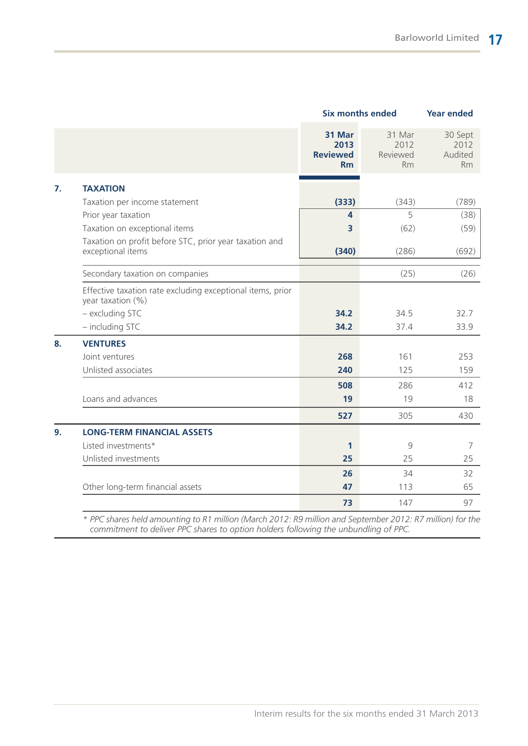| | Six months ended | | Year ended |
|---|---|---|---|
| | **31 Mar 2013 Reviewed Rm** | 31 Mar 2012 Reviewed Rm | 30 Sept 2012 Audited Rm |
| **7. TAXATION** | | | |
| Taxation per income statement | **(333)** | (343) | (789) |
| Prior year taxation | **4** | 5 | (38) |
| Taxation on exceptional items | **3** | (62) | (59) |
| Taxation on profit before STC, prior year taxation and exceptional items | **(340)** | (286) | (692) |
| Secondary taxation on companies | | (25) | (26) |
| Effective taxation rate excluding exceptional items, prior year taxation (%) | | | |
| – excluding STC | **34.2** | 34.5 | 32.7 |
| – including STC | **34.2** | 37.4 | 33.9 |
| **8. VENTURES** | | | |
| Joint ventures | **268** | 161 | 253 |
| Unlisted associates | **240** | 125 | 159 |
| | **508** | 286 | 412 |
| Loans and advances | **19** | 19 | 18 |
| | **527** | 305 | 430 |
| **9. LONG-TERM FINANCIAL ASSETS** | | | |
| Listed investments* | **1** | 9 | 7 |
| Unlisted investments | **25** | 25 | 25 |
| | **26** | 34 | 32 |
| Other long-term financial assets | **47** | 113 | 65 |
| | **73** | 147 | 97 |

*\* PPC shares held amounting to R1 million (March 2012: R9 million and September 2012: R7 million) for the commitment to deliver PPC shares to option holders following the unbundling of PPC.*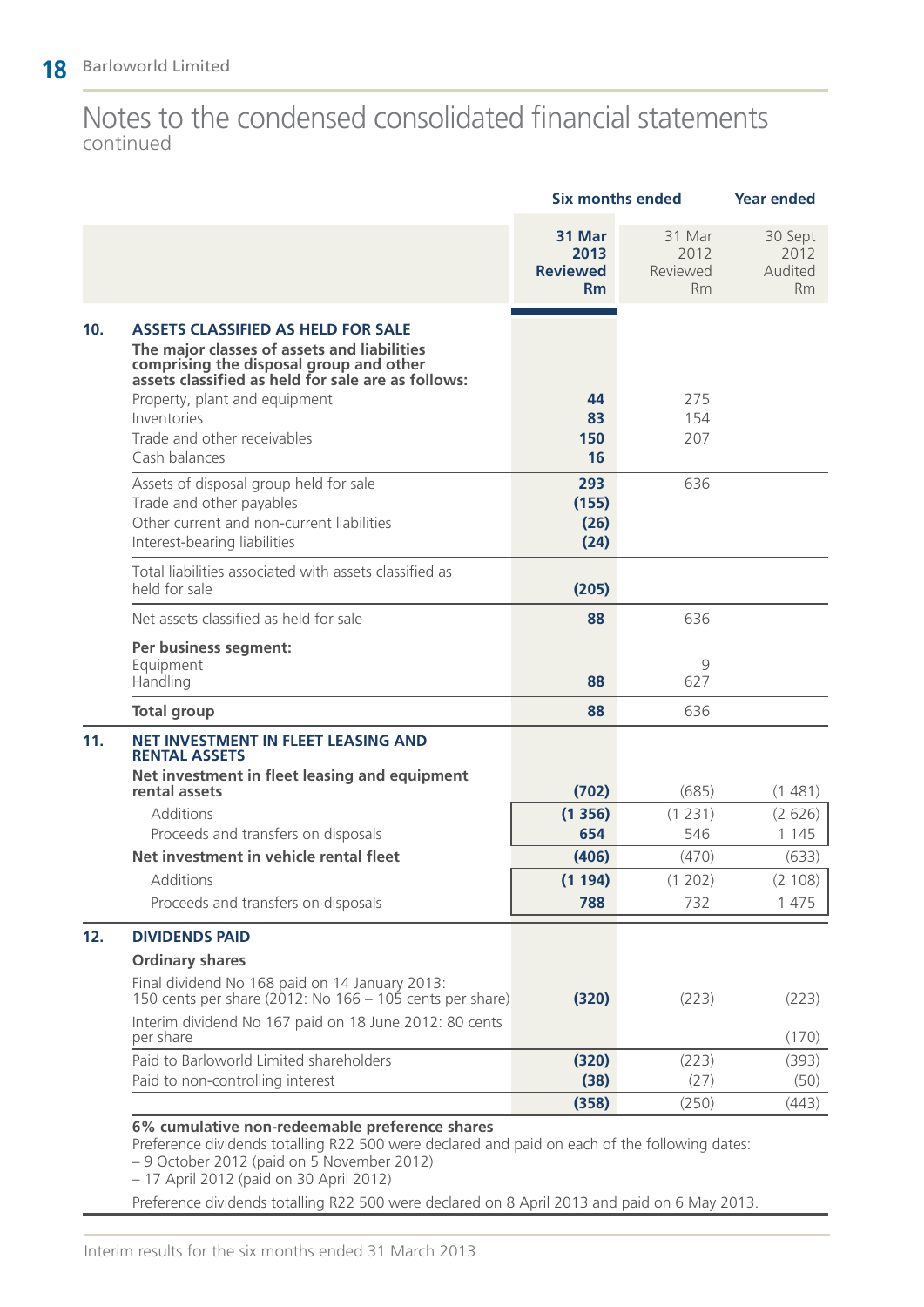# Notes to the condensed consolidated financial statements
continued

| | | Six months ended | | Year ended |
|---|---|---|---|---|
| | | **31 Mar 2013 Reviewed Rm** | 31 Mar 2012 Reviewed Rm | 30 Sept 2012 Audited Rm |
| **10.** | **ASSETS CLASSIFIED AS HELD FOR SALE** | | | |
| | **The major classes of assets and liabilities comprising the disposal group and other assets classified as held for sale are as follows:** | | | |
| | Property, plant and equipment | **44** | 275 | |
| | Inventories | **83** | 154 | |
| | Trade and other receivables | **150** | 207 | |
| | Cash balances | **16** | | |
| | Assets of disposal group held for sale | **293** | 636 | |
| | Trade and other payables | **(155)** | | |
| | Other current and non-current liabilities | **(26)** | | |
| | Interest-bearing liabilities | **(24)** | | |
| | Total liabilities associated with assets classified as held for sale | **(205)** | | |
| | Net assets classified as held for sale | **88** | 636 | |
| | **Per business segment:** | | | |
| | Equipment | | 9 | |
| | Handling | **88** | 627 | |
| | **Total group** | **88** | 636 | |
| **11.** | **NET INVESTMENT IN FLEET LEASING AND RENTAL ASSETS** | | | |
| | **Net investment in fleet leasing and equipment rental assets** | **(702)** | (685) | (1 481) |
| | Additions | **(1 356)** | (1 231) | (2 626) |
| | Proceeds and transfers on disposals | **654** | 546 | 1 145 |
| | **Net investment in vehicle rental fleet** | **(406)** | (470) | (633) |
| | Additions | **(1 194)** | (1 202) | (2 108) |
| | Proceeds and transfers on disposals | **788** | 732 | 1 475 |
| **12.** | **DIVIDENDS PAID** | | | |
| | **Ordinary shares** | | | |
| | Final dividend No 168 paid on 14 January 2013: 150 cents per share (2012: No 166 – 105 cents per share) | **(320)** | (223) | (223) |
| | Interim dividend No 167 paid on 18 June 2012: 80 cents per share | | | (170) |
| | Paid to Barloworld Limited shareholders | **(320)** | (223) | (393) |
| | Paid to non-controlling interest | **(38)** | (27) | (50) |
| | | **(358)** | (250) | (443) |

**6% cumulative non-redeemable preference shares**

Preference dividends totalling R22 500 were declared and paid on each of the following dates:

– 9 October 2012 (paid on 5 November 2012)
– 17 April 2012 (paid on 30 April 2012)

Preference dividends totalling R22 500 were declared on 8 April 2013 and paid on 6 May 2013.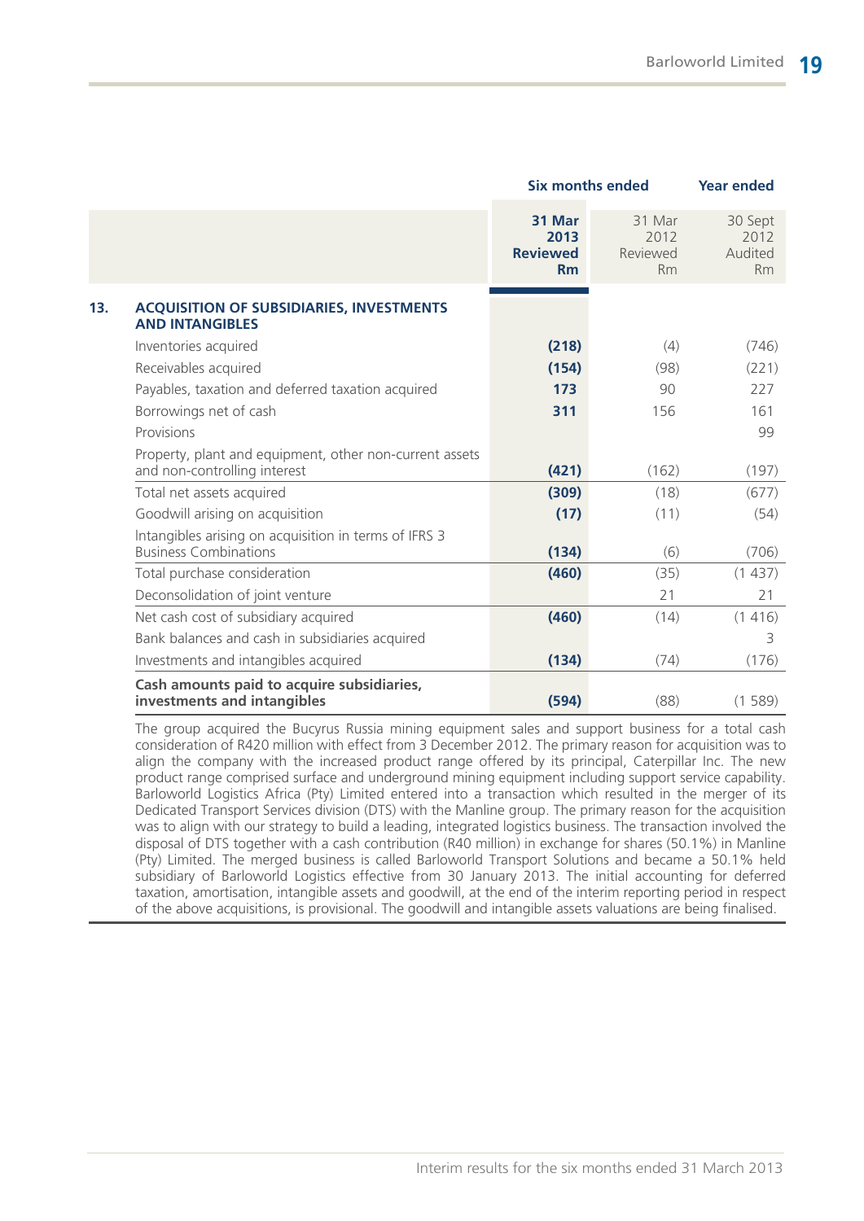| | Six months ended | | Year ended |
|---|---|---|---|
| | **31 Mar 2013 Reviewed Rm** | 31 Mar 2012 Reviewed Rm | 30 Sept 2012 Audited Rm |
| **13. ACQUISITION OF SUBSIDIARIES, INVESTMENTS AND INTANGIBLES** | | | |
| Inventories acquired | **(218)** | (4) | (746) |
| Receivables acquired | **(154)** | (98) | (221) |
| Payables, taxation and deferred taxation acquired | **173** | 90 | 227 |
| Borrowings net of cash | **311** | 156 | 161 |
| Provisions | | | 99 |
| Property, plant and equipment, other non-current assets and non-controlling interest | **(421)** | (162) | (197) |
| Total net assets acquired | **(309)** | (18) | (677) |
| Goodwill arising on acquisition | **(17)** | (11) | (54) |
| Intangibles arising on acquisition in terms of IFRS 3 Business Combinations | **(134)** | (6) | (706) |
| Total purchase consideration | **(460)** | (35) | (1 437) |
| Deconsolidation of joint venture | | 21 | 21 |
| Net cash cost of subsidiary acquired | **(460)** | (14) | (1 416) |
| Bank balances and cash in subsidiaries acquired | | | 3 |
| Investments and intangibles acquired | **(134)** | (74) | (176) |
| **Cash amounts paid to acquire subsidiaries, investments and intangibles** | **(594)** | (88) | (1 589) |

The group acquired the Bucyrus Russia mining equipment sales and support business for a total cash consideration of R420 million with effect from 3 December 2012. The primary reason for acquisition was to align the company with the increased product range offered by its principal, Caterpillar Inc. The new product range comprised surface and underground mining equipment including support service capability. Barloworld Logistics Africa (Pty) Limited entered into a transaction which resulted in the merger of its Dedicated Transport Services division (DTS) with the Manline group. The primary reason for the acquisition was to align with our strategy to build a leading, integrated logistics business. The transaction involved the disposal of DTS together with a cash contribution (R40 million) in exchange for shares (50.1%) in Manline (Pty) Limited. The merged business is called Barloworld Transport Solutions and became a 50.1% held subsidiary of Barloworld Logistics effective from 30 January 2013. The initial accounting for deferred taxation, amortisation, intangible assets and goodwill, at the end of the interim reporting period in respect of the above acquisitions, is provisional. The goodwill and intangible assets valuations are being finalised.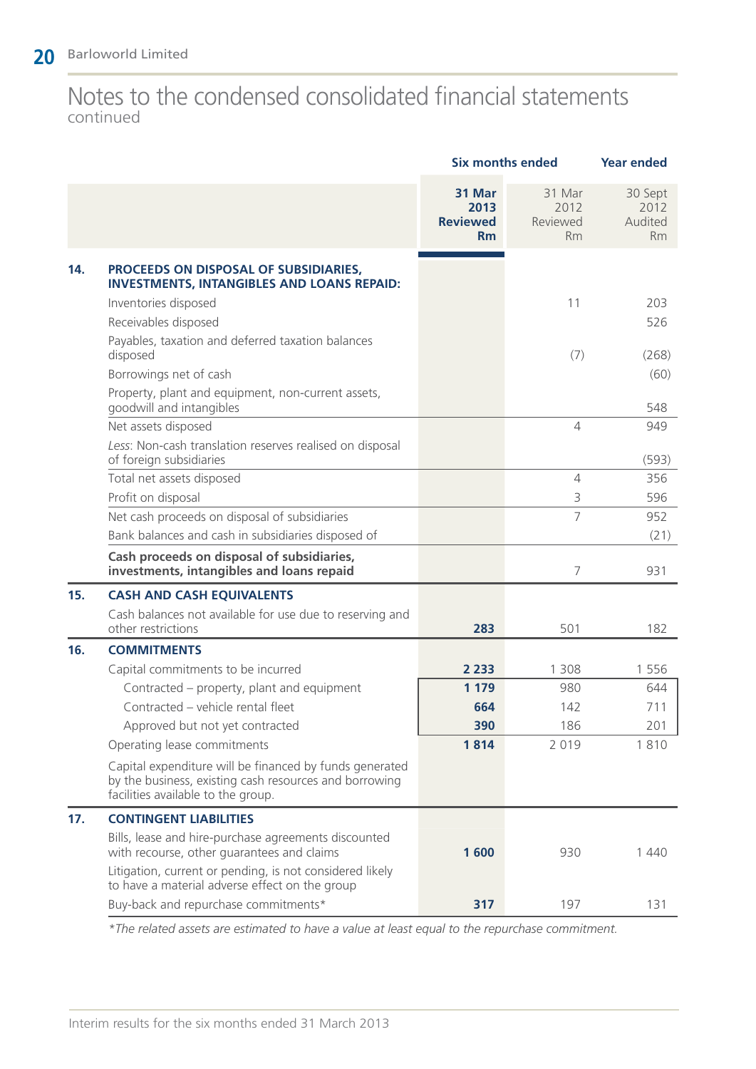# Notes to the condensed consolidated financial statements
continued

| | | Six months ended | | Year ended |
|---|---|---|---|---|
| | | **31 Mar 2013 Reviewed Rm** | 31 Mar 2012 Reviewed Rm | 30 Sept 2012 Audited Rm |
| **14.** | **PROCEEDS ON DISPOSAL OF SUBSIDIARIES, INVESTMENTS, INTANGIBLES AND LOANS REPAID:** | | | |
| | Inventories disposed | | 11 | 203 |
| | Receivables disposed | | | 526 |
| | Payables, taxation and deferred taxation balances disposed | | (7) | (268) |
| | Borrowings net of cash | | | (60) |
| | Property, plant and equipment, non-current assets, goodwill and intangibles | | | 548 |
| | Net assets disposed | | 4 | 949 |
| | *Less*: Non-cash translation reserves realised on disposal of foreign subsidiaries | | | (593) |
| | Total net assets disposed | | 4 | 356 |
| | Profit on disposal | | 3 | 596 |
| | Net cash proceeds on disposal of subsidiaries | | 7 | 952 |
| | Bank balances and cash in subsidiaries disposed of | | | (21) |
| | **Cash proceeds on disposal of subsidiaries, investments, intangibles and loans repaid** | | 7 | 931 |
| **15.** | **CASH AND CASH EQUIVALENTS** | | | |
| | Cash balances not available for use due to reserving and other restrictions | **283** | 501 | 182 |
| **16.** | **COMMITMENTS** | | | |
| | Capital commitments to be incurred | **2 233** | 1 308 | 1 556 |
| | Contracted – property, plant and equipment | **1 179** | 980 | 644 |
| | Contracted – vehicle rental fleet | **664** | 142 | 711 |
| | Approved but not yet contracted | **390** | 186 | 201 |
| | Operating lease commitments | **1 814** | 2 019 | 1 810 |
| | Capital expenditure will be financed by funds generated by the business, existing cash resources and borrowing facilities available to the group. | | | |
| **17.** | **CONTINGENT LIABILITIES** | | | |
| | Bills, lease and hire-purchase agreements discounted with recourse, other guarantees and claims | **1 600** | 930 | 1 440 |
| | Litigation, current or pending, is not considered likely to have a material adverse effect on the group | | | |
| | Buy-back and repurchase commitments* | **317** | 197 | 131 |

*\*The related assets are estimated to have a value at least equal to the repurchase commitment.*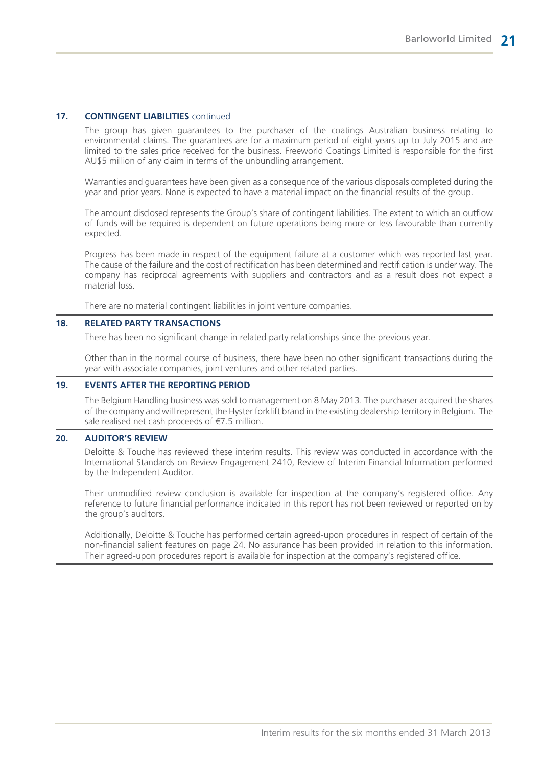## 17. CONTINGENT LIABILITIES continued

The group has given guarantees to the purchaser of the coatings Australian business relating to environmental claims. The guarantees are for a maximum period of eight years up to July 2015 and are limited to the sales price received for the business. Freeworld Coatings Limited is responsible for the first AU$5 million of any claim in terms of the unbundling arrangement.

Warranties and guarantees have been given as a consequence of the various disposals completed during the year and prior years. None is expected to have a material impact on the financial results of the group.

The amount disclosed represents the Group's share of contingent liabilities. The extent to which an outflow of funds will be required is dependent on future operations being more or less favourable than currently expected.

Progress has been made in respect of the equipment failure at a customer which was reported last year. The cause of the failure and the cost of rectification has been determined and rectification is under way. The company has reciprocal agreements with suppliers and contractors and as a result does not expect a material loss.

There are no material contingent liabilities in joint venture companies.

## 18. RELATED PARTY TRANSACTIONS

There has been no significant change in related party relationships since the previous year.

Other than in the normal course of business, there have been no other significant transactions during the year with associate companies, joint ventures and other related parties.

## 19. EVENTS AFTER THE REPORTING PERIOD

The Belgium Handling business was sold to management on 8 May 2013. The purchaser acquired the shares of the company and will represent the Hyster forklift brand in the existing dealership territory in Belgium. The sale realised net cash proceeds of €7.5 million.

## 20. AUDITOR'S REVIEW

Deloitte & Touche has reviewed these interim results. This review was conducted in accordance with the International Standards on Review Engagement 2410, Review of Interim Financial Information performed by the Independent Auditor.

Their unmodified review conclusion is available for inspection at the company's registered office. Any reference to future financial performance indicated in this report has not been reviewed or reported on by the group's auditors.

Additionally, Deloitte & Touche has performed certain agreed-upon procedures in respect of certain of the non-financial salient features on page 24. No assurance has been provided in relation to this information. Their agreed-upon procedures report is available for inspection at the company's registered office.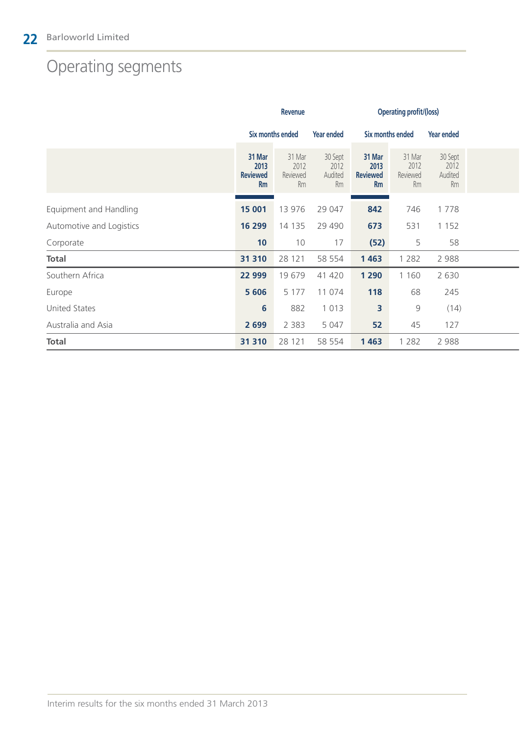# Operating segments

| | Revenue | | | Operating profit/(loss) | | |
|---|---|---|---|---|---|---|
| | Six months ended | | Year ended | Six months ended | | Year ended |
| | **31 Mar 2013 Reviewed Rm** | 31 Mar 2012 Reviewed Rm | 30 Sept 2012 Audited Rm | **31 Mar 2013 Reviewed Rm** | 31 Mar 2012 Reviewed Rm | 30 Sept 2012 Audited Rm |
| Equipment and Handling | **15 001** | 13 976 | 29 047 | **842** | 746 | 1 778 |
| Automotive and Logistics | **16 299** | 14 135 | 29 490 | **673** | 531 | 1 152 |
| Corporate | **10** | 10 | 17 | **(52)** | 5 | 58 |
| **Total** | **31 310** | 28 121 | 58 554 | **1 463** | 1 282 | 2 988 |
| Southern Africa | **22 999** | 19 679 | 41 420 | **1 290** | 1 160 | 2 630 |
| Europe | **5 606** | 5 177 | 11 074 | **118** | 68 | 245 |
| United States | **6** | 882 | 1 013 | **3** | 9 | (14) |
| Australia and Asia | **2 699** | 2 383 | 5 047 | **52** | 45 | 127 |
| **Total** | **31 310** | 28 121 | 58 554 | **1 463** | 1 282 | 2 988 |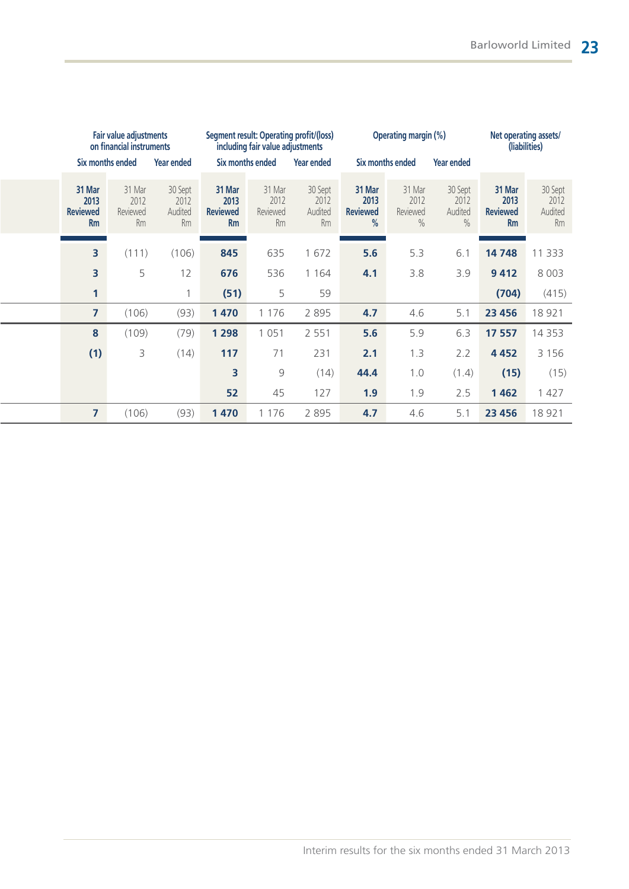| Fair value adjustments on financial instruments | | | Segment result: Operating profit/(loss) including fair value adjustments | | | Operating margin (%) | | | Net operating assets/ (liabilities) | |
|---|---|---|---|---|---|---|---|---|---|---|
| Six months ended | | Year ended | Six months ended | | Year ended | Six months ended | | Year ended | | |
| **31 Mar 2013 Reviewed Rm** | 31 Mar 2012 Reviewed Rm | 30 Sept 2012 Audited Rm | **31 Mar 2013 Reviewed Rm** | 31 Mar 2012 Reviewed Rm | 30 Sept 2012 Audited Rm | **31 Mar 2013 Reviewed %** | 31 Mar 2012 Reviewed % | 30 Sept 2012 Audited % | **31 Mar 2013 Reviewed Rm** | 30 Sept 2012 Audited Rm |
| **3** | (111) | (106) | **845** | 635 | 1 672 | **5.6** | 5.3 | 6.1 | **14 748** | 11 333 |
| **3** | 5 | 12 | **676** | 536 | 1 164 | **4.1** | 3.8 | 3.9 | **9 412** | 8 003 |
| **1** | | 1 | **(51)** | 5 | 59 | | | | **(704)** | (415) |
| **7** | (106) | (93) | **1 470** | 1 176 | 2 895 | **4.7** | 4.6 | 5.1 | **23 456** | 18 921 |
| **8** | (109) | (79) | **1 298** | 1 051 | 2 551 | **5.6** | 5.9 | 6.3 | **17 557** | 14 353 |
| **(1)** | 3 | (14) | **117** | 71 | 231 | **2.1** | 1.3 | 2.2 | **4 452** | 3 156 |
| | | | **3** | 9 | (14) | **44.4** | 1.0 | (1.4) | **(15)** | (15) |
| | | | **52** | 45 | 127 | **1.9** | 1.9 | 2.5 | **1 462** | 1 427 |
| **7** | (106) | (93) | **1 470** | 1 176 | 2 895 | **4.7** | 4.6 | 5.1 | **23 456** | 18 921 |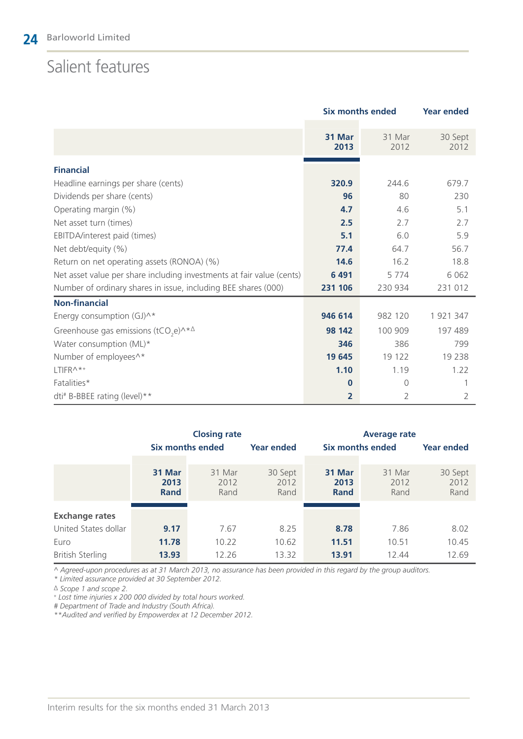# Salient features

| | Six months ended | | Year ended |
|---|---|---|---|
| | **31 Mar 2013** | 31 Mar 2012 | 30 Sept 2012 |
| **Financial** | | | |
| Headline earnings per share (cents) | **320.9** | 244.6 | 679.7 |
| Dividends per share (cents) | **96** | 80 | 230 |
| Operating margin (%) | **4.7** | 4.6 | 5.1 |
| Net asset turn (times) | **2.5** | 2.7 | 2.7 |
| EBITDA/interest paid (times) | **5.1** | 6.0 | 5.9 |
| Net debt/equity (%) | **77.4** | 64.7 | 56.7 |
| Return on net operating assets (RONOA) (%) | **14.6** | 16.2 | 18.8 |
| Net asset value per share including investments at fair value (cents) | **6 491** | 5 774 | 6 062 |
| Number of ordinary shares in issue, including BEE shares (000) | **231 106** | 230 934 | 231 012 |
| **Non-financial** | | | |
| Energy consumption (GJ)^* | **946 614** | 982 120 | 1 921 347 |
| Greenhouse gas emissions ($tCO_2e$)^*∆ | **98 142** | 100 909 | 197 489 |
| Water consumption (ML)* | **346** | 386 | 799 |
| Number of employees^* | **19 645** | 19 122 | 19 238 |
| LTIFR^*+ | **1.10** | 1.19 | 1.22 |
| Fatalities* | **0** | 0 | 1 |
| dti# B-BBEE rating (level)** | **2** | 2 | 2 |

| | Closing rate | | | Average rate | | |
|---|---|---|---|---|---|---|
| | Six months ended | | Year ended | Six months ended | | Year ended |
| | **31 Mar 2013 Rand** | 31 Mar 2012 Rand | 30 Sept 2012 Rand | **31 Mar 2013 Rand** | 31 Mar 2012 Rand | 30 Sept 2012 Rand |
| **Exchange rates** | | | | | | |
| United States dollar | **9.17** | 7.67 | 8.25 | **8.78** | 7.86 | 8.02 |
| Euro | **11.78** | 10.22 | 10.62 | **11.51** | 10.51 | 10.45 |
| British Sterling | **13.93** | 12.26 | 13.32 | **13.91** | 12.44 | 12.69 |

*^ Agreed-upon procedures as at 31 March 2013, no assurance has been provided in this regard by the group auditors.*
*\* Limited assurance provided at 30 September 2012.*
*∆ Scope 1 and scope 2.*
*+ Lost time injuries x 200 000 divided by total hours worked.*
*# Department of Trade and Industry (South Africa).*
*\*\*Audited and verified by Empowerdex at 12 December 2012.*